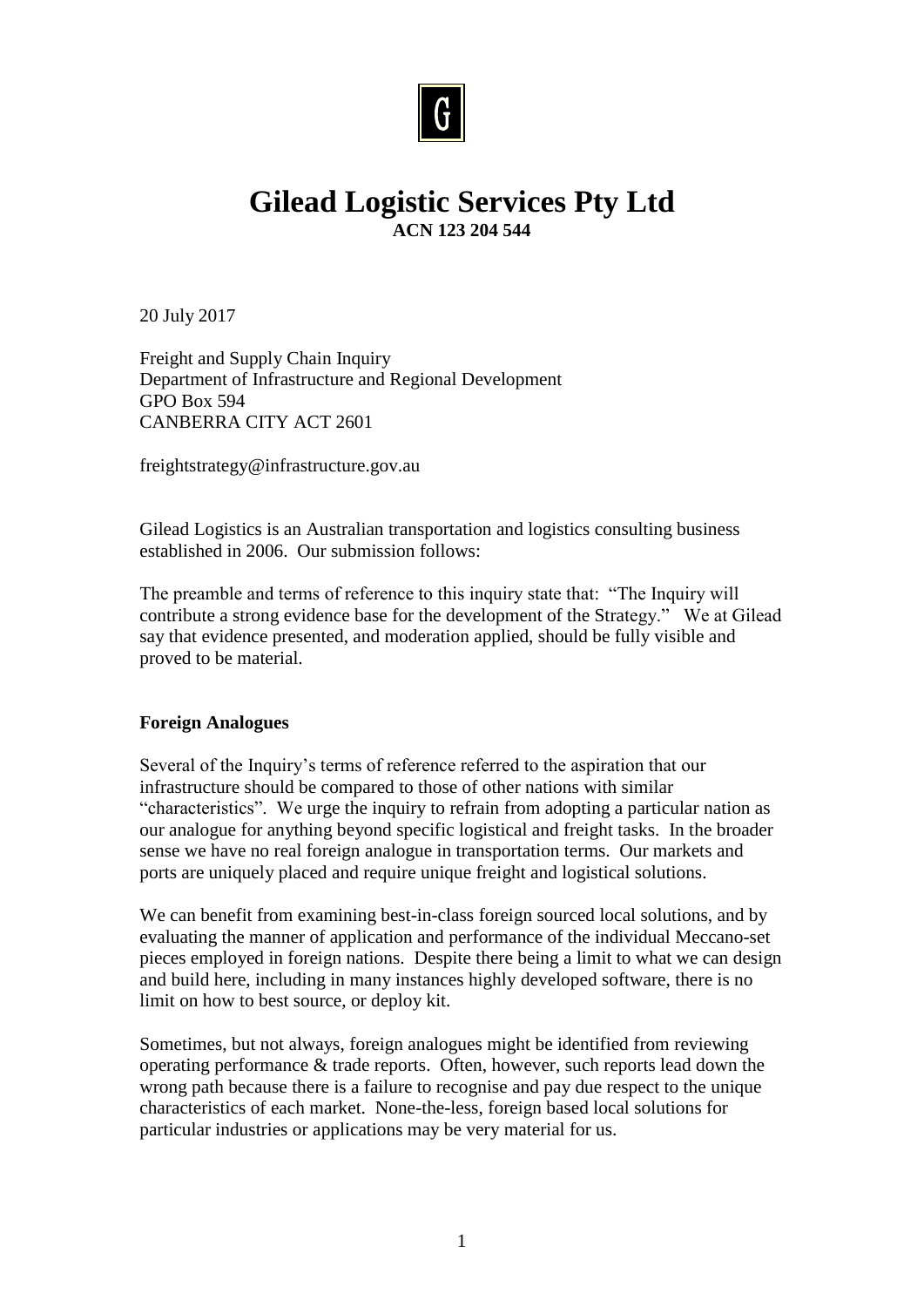# Gilead Logistic Services Pty Ltd

**ACN 123 204 544**

20 July 2017

Freight and Supply Chain Inquiry
Department of Infrastructure and Regional Development
GPO Box 594
CANBERRA CITY ACT 2601

freightstrategy@infrastructure.gov.au

Gilead Logistics is an Australian transportation and logistics consulting business established in 2006. Our submission follows:

The preamble and terms of reference to this inquiry state that: "The Inquiry will contribute a strong evidence base for the development of the Strategy." We at Gilead say that evidence presented, and moderation applied, should be fully visible and proved to be material.

**Foreign Analogues**

Several of the Inquiry's terms of reference referred to the aspiration that our infrastructure should be compared to those of other nations with similar "characteristics". We urge the inquiry to refrain from adopting a particular nation as our analogue for anything beyond specific logistical and freight tasks. In the broader sense we have no real foreign analogue in transportation terms. Our markets and ports are uniquely placed and require unique freight and logistical solutions.

We can benefit from examining best-in-class foreign sourced local solutions, and by evaluating the manner of application and performance of the individual Meccano-set pieces employed in foreign nations. Despite there being a limit to what we can design and build here, including in many instances highly developed software, there is no limit on how to best source, or deploy kit.

Sometimes, but not always, foreign analogues might be identified from reviewing operating performance & trade reports. Often, however, such reports lead down the wrong path because there is a failure to recognise and pay due respect to the unique characteristics of each market. None-the-less, foreign based local solutions for particular industries or applications may be very material for us.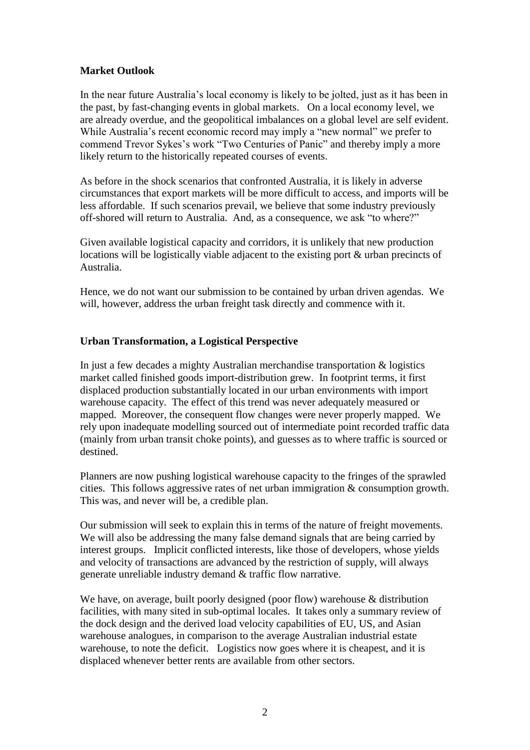**Market Outlook**

In the near future Australia's local economy is likely to be jolted, just as it has been in the past, by fast-changing events in global markets. On a local economy level, we are already overdue, and the geopolitical imbalances on a global level are self evident. While Australia's recent economic record may imply a "new normal" we prefer to commend Trevor Sykes's work "Two Centuries of Panic" and thereby imply a more likely return to the historically repeated courses of events.

As before in the shock scenarios that confronted Australia, it is likely in adverse circumstances that export markets will be more difficult to access, and imports will be less affordable. If such scenarios prevail, we believe that some industry previously off-shored will return to Australia. And, as a consequence, we ask "to where?"

Given available logistical capacity and corridors, it is unlikely that new production locations will be logistically viable adjacent to the existing port & urban precincts of Australia.

Hence, we do not want our submission to be contained by urban driven agendas. We will, however, address the urban freight task directly and commence with it.

**Urban Transformation, a Logistical Perspective**

In just a few decades a mighty Australian merchandise transportation & logistics market called finished goods import-distribution grew. In footprint terms, it first displaced production substantially located in our urban environments with import warehouse capacity. The effect of this trend was never adequately measured or mapped. Moreover, the consequent flow changes were never properly mapped. We rely upon inadequate modelling sourced out of intermediate point recorded traffic data (mainly from urban transit choke points), and guesses as to where traffic is sourced or destined.

Planners are now pushing logistical warehouse capacity to the fringes of the sprawled cities. This follows aggressive rates of net urban immigration & consumption growth. This was, and never will be, a credible plan.

Our submission will seek to explain this in terms of the nature of freight movements. We will also be addressing the many false demand signals that are being carried by interest groups. Implicit conflicted interests, like those of developers, whose yields and velocity of transactions are advanced by the restriction of supply, will always generate unreliable industry demand & traffic flow narrative.

We have, on average, built poorly designed (poor flow) warehouse & distribution facilities, with many sited in sub-optimal locales. It takes only a summary review of the dock design and the derived load velocity capabilities of EU, US, and Asian warehouse analogues, in comparison to the average Australian industrial estate warehouse, to note the deficit. Logistics now goes where it is cheapest, and it is displaced whenever better rents are available from other sectors.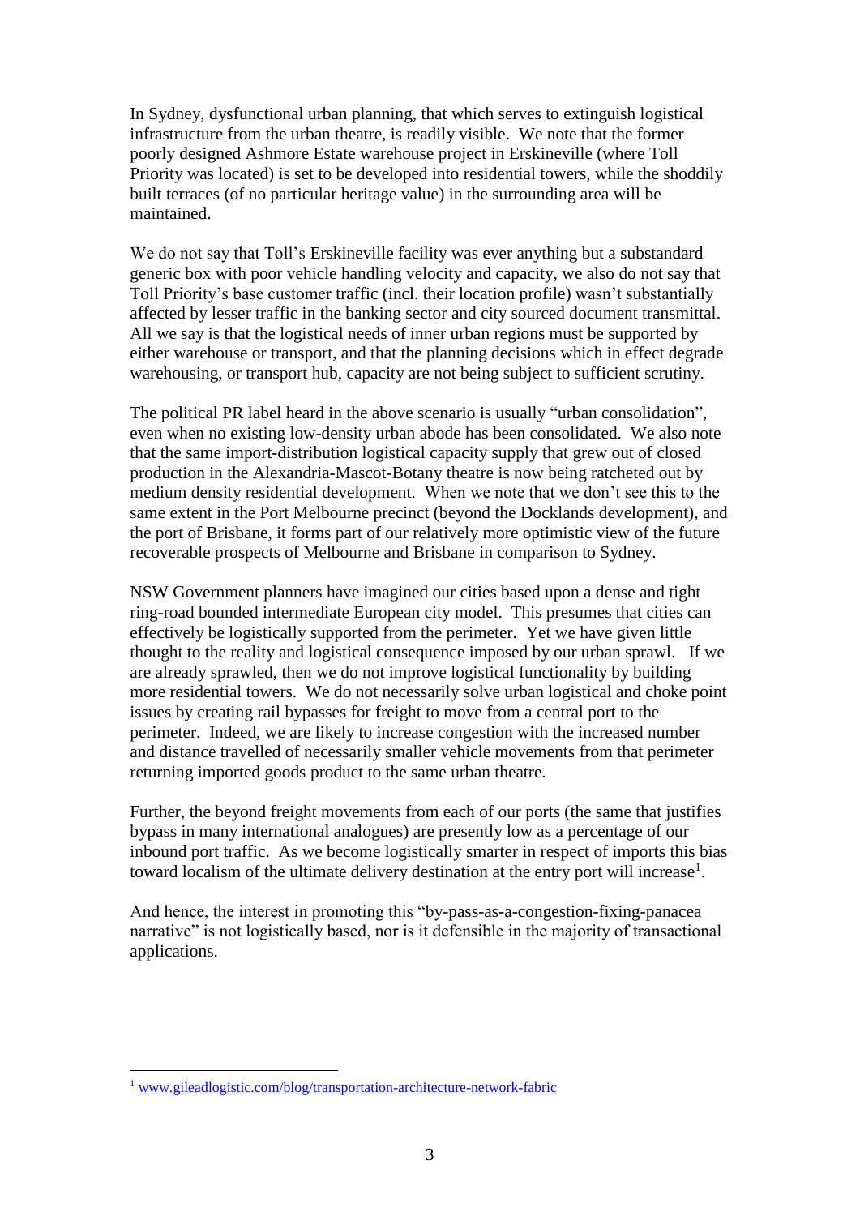In Sydney, dysfunctional urban planning, that which serves to extinguish logistical infrastructure from the urban theatre, is readily visible. We note that the former poorly designed Ashmore Estate warehouse project in Erskineville (where Toll Priority was located) is set to be developed into residential towers, while the shoddily built terraces (of no particular heritage value) in the surrounding area will be maintained.

We do not say that Toll's Erskineville facility was ever anything but a substandard generic box with poor vehicle handling velocity and capacity, we also do not say that Toll Priority's base customer traffic (incl. their location profile) wasn't substantially affected by lesser traffic in the banking sector and city sourced document transmittal. All we say is that the logistical needs of inner urban regions must be supported by either warehouse or transport, and that the planning decisions which in effect degrade warehousing, or transport hub, capacity are not being subject to sufficient scrutiny.

The political PR label heard in the above scenario is usually "urban consolidation", even when no existing low-density urban abode has been consolidated. We also note that the same import-distribution logistical capacity supply that grew out of closed production in the Alexandria-Mascot-Botany theatre is now being ratcheted out by medium density residential development. When we note that we don't see this to the same extent in the Port Melbourne precinct (beyond the Docklands development), and the port of Brisbane, it forms part of our relatively more optimistic view of the future recoverable prospects of Melbourne and Brisbane in comparison to Sydney.

NSW Government planners have imagined our cities based upon a dense and tight ring-road bounded intermediate European city model. This presumes that cities can effectively be logistically supported from the perimeter. Yet we have given little thought to the reality and logistical consequence imposed by our urban sprawl. If we are already sprawled, then we do not improve logistical functionality by building more residential towers. We do not necessarily solve urban logistical and choke point issues by creating rail bypasses for freight to move from a central port to the perimeter. Indeed, we are likely to increase congestion with the increased number and distance travelled of necessarily smaller vehicle movements from that perimeter returning imported goods product to the same urban theatre.

Further, the beyond freight movements from each of our ports (the same that justifies bypass in many international analogues) are presently low as a percentage of our inbound port traffic. As we become logistically smarter in respect of imports this bias toward localism of the ultimate delivery destination at the entry port will increase[1].

And hence, the interest in promoting this "by-pass-as-a-congestion-fixing-panacea narrative" is not logistically based, nor is it defensible in the majority of transactional applications.

---

[1] www.gileadlogistic.com/blog/transportation-architecture-network-fabric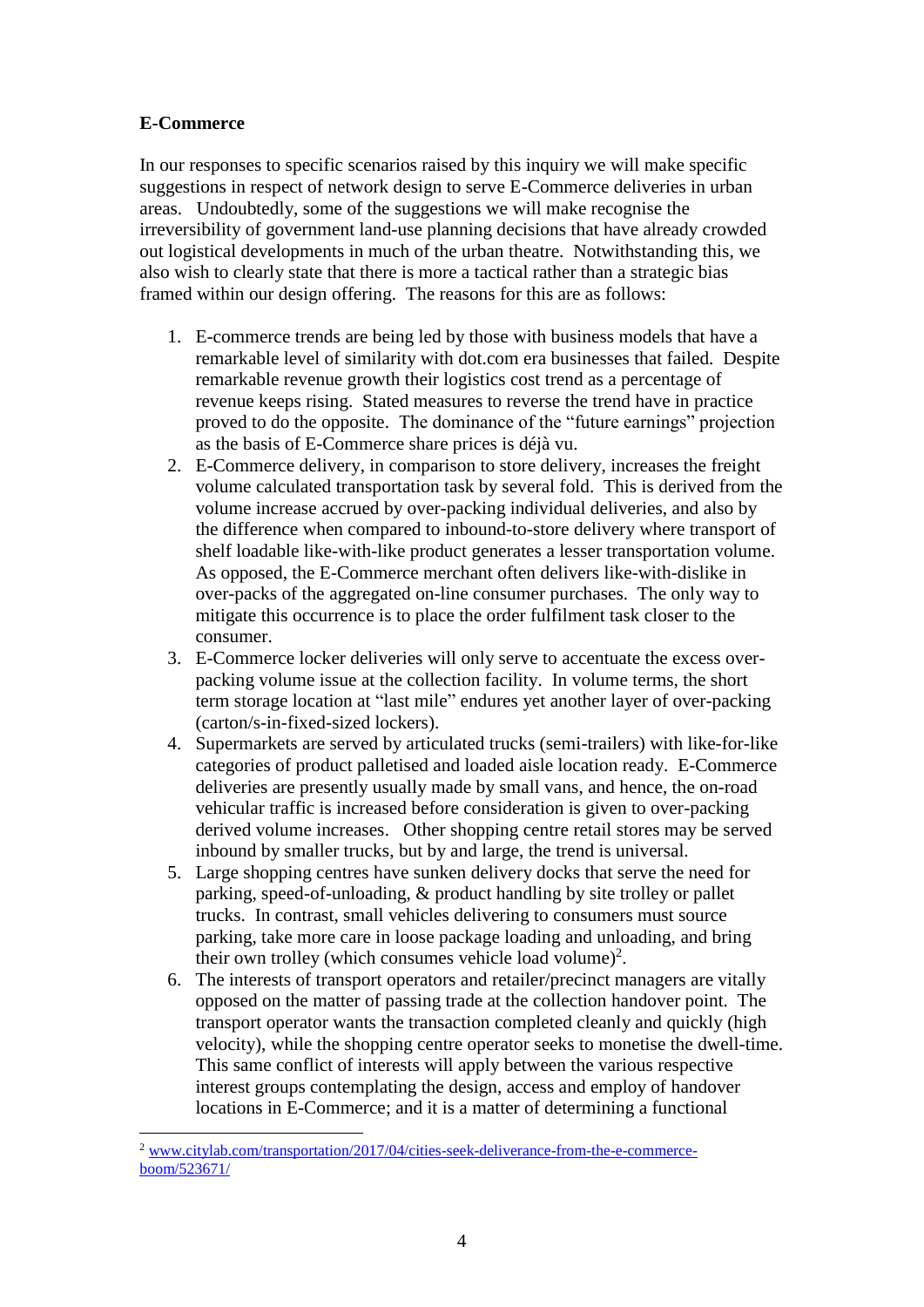**E-Commerce**

In our responses to specific scenarios raised by this inquiry we will make specific suggestions in respect of network design to serve E-Commerce deliveries in urban areas. Undoubtedly, some of the suggestions we will make recognise the irreversibility of government land-use planning decisions that have already crowded out logistical developments in much of the urban theatre. Notwithstanding this, we also wish to clearly state that there is more a tactical rather than a strategic bias framed within our design offering. The reasons for this are as follows:

1. E-commerce trends are being led by those with business models that have a remarkable level of similarity with dot.com era businesses that failed. Despite remarkable revenue growth their logistics cost trend as a percentage of revenue keeps rising. Stated measures to reverse the trend have in practice proved to do the opposite. The dominance of the "future earnings" projection as the basis of E-Commerce share prices is déjà vu.
2. E-Commerce delivery, in comparison to store delivery, increases the freight volume calculated transportation task by several fold. This is derived from the volume increase accrued by over-packing individual deliveries, and also by the difference when compared to inbound-to-store delivery where transport of shelf loadable like-with-like product generates a lesser transportation volume. As opposed, the E-Commerce merchant often delivers like-with-dislike in over-packs of the aggregated on-line consumer purchases. The only way to mitigate this occurrence is to place the order fulfilment task closer to the consumer.
3. E-Commerce locker deliveries will only serve to accentuate the excess over-packing volume issue at the collection facility. In volume terms, the short term storage location at "last mile" endures yet another layer of over-packing (carton/s-in-fixed-sized lockers).
4. Supermarkets are served by articulated trucks (semi-trailers) with like-for-like categories of product palletised and loaded aisle location ready. E-Commerce deliveries are presently usually made by small vans, and hence, the on-road vehicular traffic is increased before consideration is given to over-packing derived volume increases. Other shopping centre retail stores may be served inbound by smaller trucks, but by and large, the trend is universal.
5. Large shopping centres have sunken delivery docks that serve the need for parking, speed-of-unloading, & product handling by site trolley or pallet trucks. In contrast, small vehicles delivering to consumers must source parking, take more care in loose package loading and unloading, and bring their own trolley (which consumes vehicle load volume)[2].
6. The interests of transport operators and retailer/precinct managers are vitally opposed on the matter of passing trade at the collection handover point. The transport operator wants the transaction completed cleanly and quickly (high velocity), while the shopping centre operator seeks to monetise the dwell-time. This same conflict of interests will apply between the various respective interest groups contemplating the design, access and employ of handover locations in E-Commerce; and it is a matter of determining a functional

---

[2] www.citylab.com/transportation/2017/04/cities-seek-deliverance-from-the-e-commerce-boom/523671/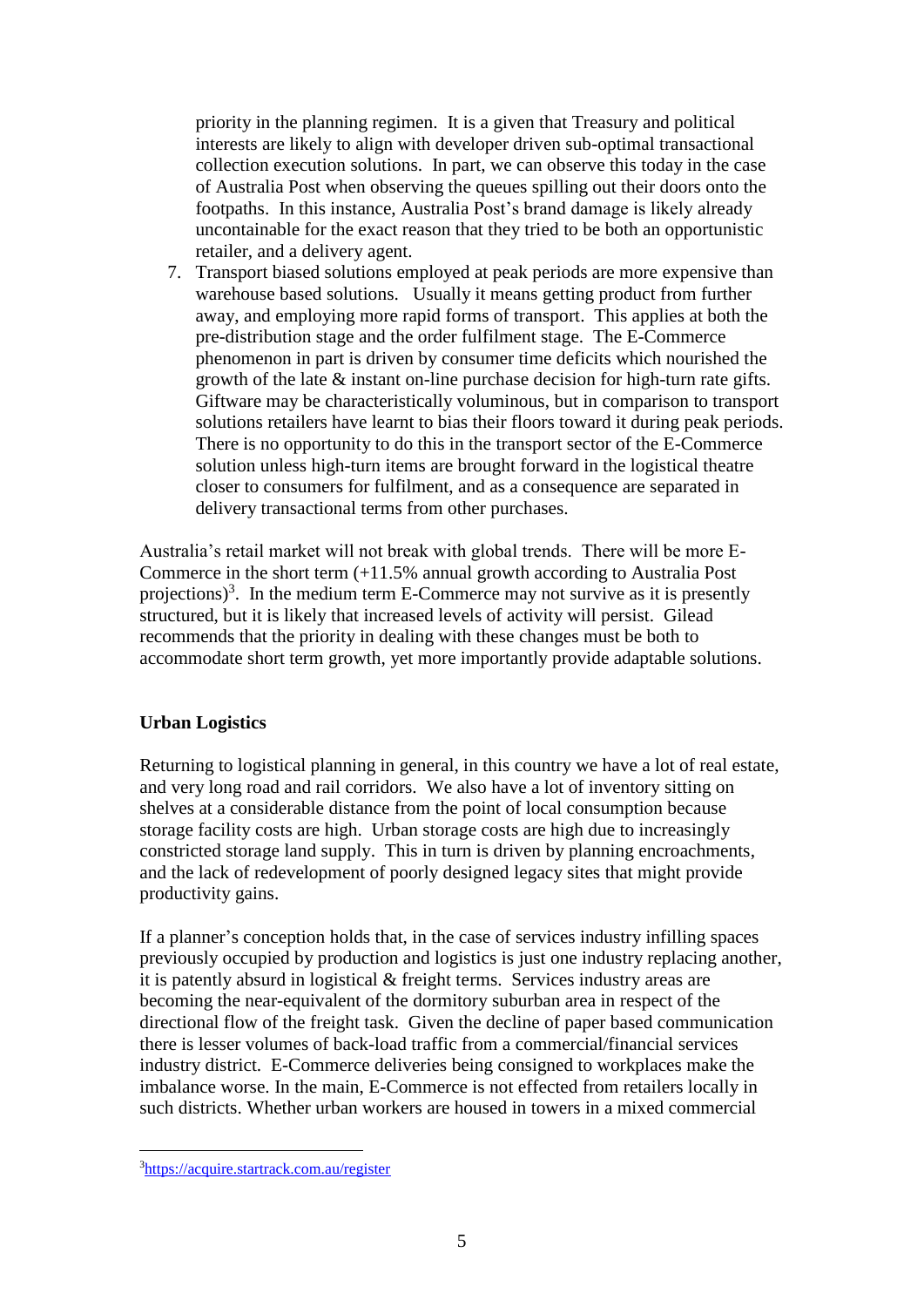priority in the planning regimen. It is a given that Treasury and political interests are likely to align with developer driven sub-optimal transactional collection execution solutions. In part, we can observe this today in the case of Australia Post when observing the queues spilling out their doors onto the footpaths. In this instance, Australia Post's brand damage is likely already uncontainable for the exact reason that they tried to be both an opportunistic retailer, and a delivery agent.

7. Transport biased solutions employed at peak periods are more expensive than warehouse based solutions. Usually it means getting product from further away, and employing more rapid forms of transport. This applies at both the pre-distribution stage and the order fulfilment stage. The E-Commerce phenomenon in part is driven by consumer time deficits which nourished the growth of the late & instant on-line purchase decision for high-turn rate gifts. Giftware may be characteristically voluminous, but in comparison to transport solutions retailers have learnt to bias their floors toward it during peak periods. There is no opportunity to do this in the transport sector of the E-Commerce solution unless high-turn items are brought forward in the logistical theatre closer to consumers for fulfilment, and as a consequence are separated in delivery transactional terms from other purchases.

Australia's retail market will not break with global trends. There will be more E-Commerce in the short term (+11.5% annual growth according to Australia Post projections)[3]. In the medium term E-Commerce may not survive as it is presently structured, but it is likely that increased levels of activity will persist. Gilead recommends that the priority in dealing with these changes must be both to accommodate short term growth, yet more importantly provide adaptable solutions.

**Urban Logistics**

Returning to logistical planning in general, in this country we have a lot of real estate, and very long road and rail corridors. We also have a lot of inventory sitting on shelves at a considerable distance from the point of local consumption because storage facility costs are high. Urban storage costs are high due to increasingly constricted storage land supply. This in turn is driven by planning encroachments, and the lack of redevelopment of poorly designed legacy sites that might provide productivity gains.

If a planner's conception holds that, in the case of services industry infilling spaces previously occupied by production and logistics is just one industry replacing another, it is patently absurd in logistical & freight terms. Services industry areas are becoming the near-equivalent of the dormitory suburban area in respect of the directional flow of the freight task. Given the decline of paper based communication there is lesser volumes of back-load traffic from a commercial/financial services industry district. E-Commerce deliveries being consigned to workplaces make the imbalance worse. In the main, E-Commerce is not effected from retailers locally in such districts. Whether urban workers are housed in towers in a mixed commercial

[3] https://acquire.startrack.com.au/register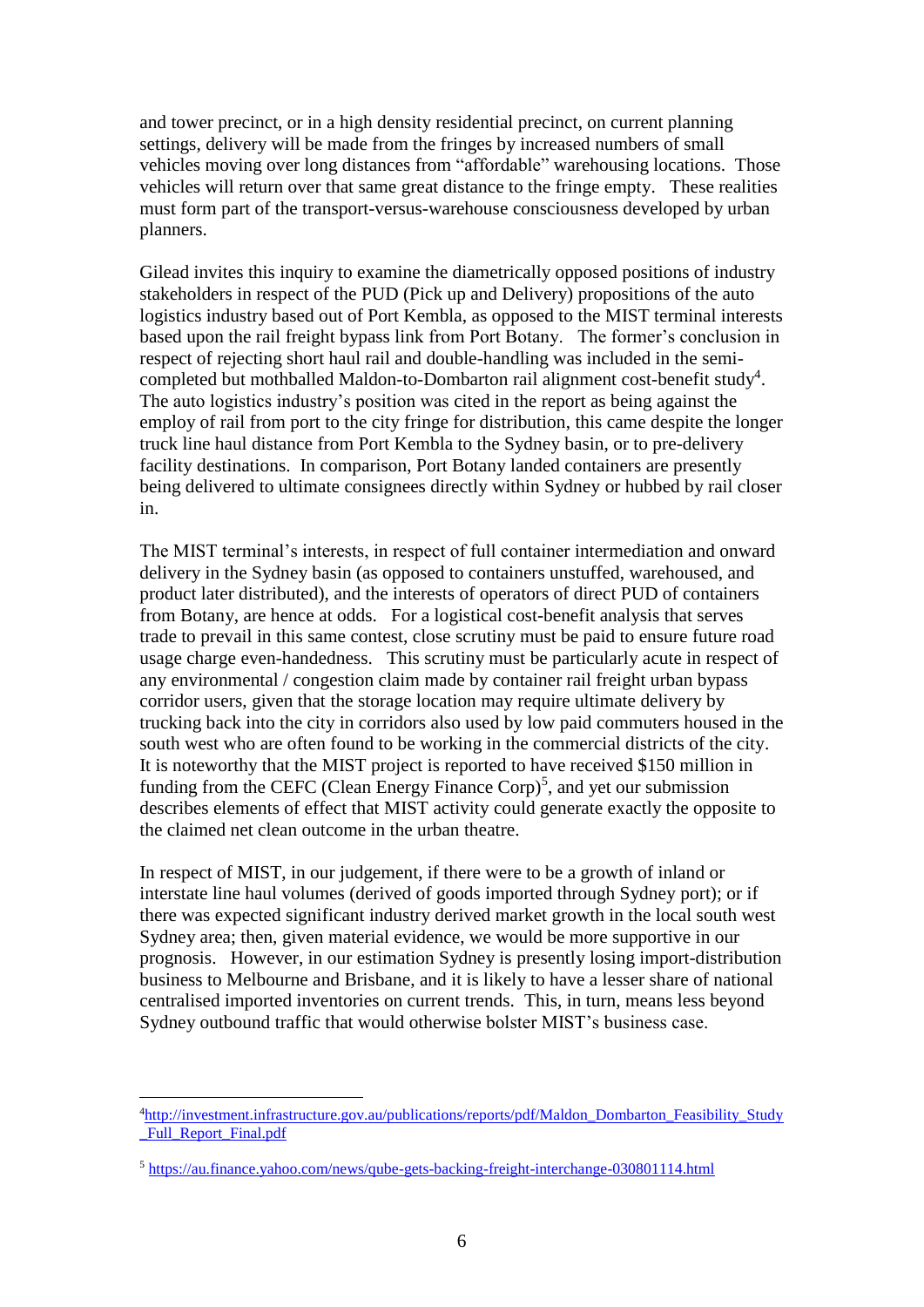and tower precinct, or in a high density residential precinct, on current planning settings, delivery will be made from the fringes by increased numbers of small vehicles moving over long distances from "affordable" warehousing locations. Those vehicles will return over that same great distance to the fringe empty. These realities must form part of the transport-versus-warehouse consciousness developed by urban planners.

Gilead invites this inquiry to examine the diametrically opposed positions of industry stakeholders in respect of the PUD (Pick up and Delivery) propositions of the auto logistics industry based out of Port Kembla, as opposed to the MIST terminal interests based upon the rail freight bypass link from Port Botany. The former's conclusion in respect of rejecting short haul rail and double-handling was included in the semi-completed but mothballed Maldon-to-Dombarton rail alignment cost-benefit study[4]. The auto logistics industry's position was cited in the report as being against the employ of rail from port to the city fringe for distribution, this came despite the longer truck line haul distance from Port Kembla to the Sydney basin, or to pre-delivery facility destinations. In comparison, Port Botany landed containers are presently being delivered to ultimate consignees directly within Sydney or hubbed by rail closer in.

The MIST terminal's interests, in respect of full container intermediation and onward delivery in the Sydney basin (as opposed to containers unstuffed, warehoused, and product later distributed), and the interests of operators of direct PUD of containers from Botany, are hence at odds. For a logistical cost-benefit analysis that serves trade to prevail in this same contest, close scrutiny must be paid to ensure future road usage charge even-handedness. This scrutiny must be particularly acute in respect of any environmental / congestion claim made by container rail freight urban bypass corridor users, given that the storage location may require ultimate delivery by trucking back into the city in corridors also used by low paid commuters housed in the south west who are often found to be working in the commercial districts of the city. It is noteworthy that the MIST project is reported to have received $150 million in funding from the CEFC (Clean Energy Finance Corp)[5], and yet our submission describes elements of effect that MIST activity could generate exactly the opposite to the claimed net clean outcome in the urban theatre.

In respect of MIST, in our judgement, if there were to be a growth of inland or interstate line haul volumes (derived of goods imported through Sydney port); or if there was expected significant industry derived market growth in the local south west Sydney area; then, given material evidence, we would be more supportive in our prognosis. However, in our estimation Sydney is presently losing import-distribution business to Melbourne and Brisbane, and it is likely to have a lesser share of national centralised imported inventories on current trends. This, in turn, means less beyond Sydney outbound traffic that would otherwise bolster MIST's business case.

---

[4] http://investment.infrastructure.gov.au/publications/reports/pdf/Maldon_Dombarton_Feasibility_Study_Full_Report_Final.pdf

[5] https://au.finance.yahoo.com/news/qube-gets-backing-freight-interchange-030801114.html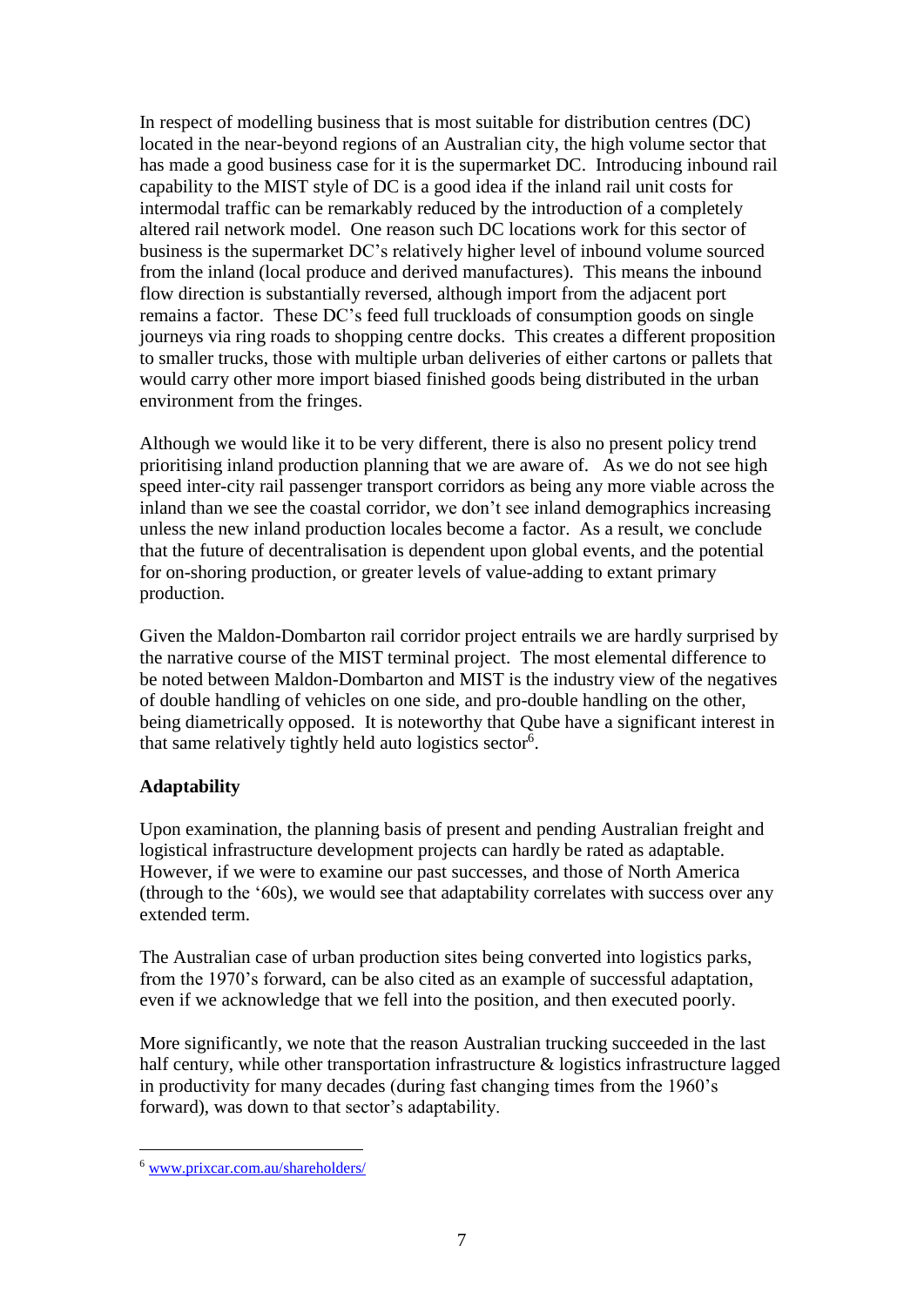In respect of modelling business that is most suitable for distribution centres (DC) located in the near-beyond regions of an Australian city, the high volume sector that has made a good business case for it is the supermarket DC. Introducing inbound rail capability to the MIST style of DC is a good idea if the inland rail unit costs for intermodal traffic can be remarkably reduced by the introduction of a completely altered rail network model. One reason such DC locations work for this sector of business is the supermarket DC's relatively higher level of inbound volume sourced from the inland (local produce and derived manufactures). This means the inbound flow direction is substantially reversed, although import from the adjacent port remains a factor. These DC's feed full truckloads of consumption goods on single journeys via ring roads to shopping centre docks. This creates a different proposition to smaller trucks, those with multiple urban deliveries of either cartons or pallets that would carry other more import biased finished goods being distributed in the urban environment from the fringes.

Although we would like it to be very different, there is also no present policy trend prioritising inland production planning that we are aware of. As we do not see high speed inter-city rail passenger transport corridors as being any more viable across the inland than we see the coastal corridor, we don't see inland demographics increasing unless the new inland production locales become a factor. As a result, we conclude that the future of decentralisation is dependent upon global events, and the potential for on-shoring production, or greater levels of value-adding to extant primary production.

Given the Maldon-Dombarton rail corridor project entrails we are hardly surprised by the narrative course of the MIST terminal project. The most elemental difference to be noted between Maldon-Dombarton and MIST is the industry view of the negatives of double handling of vehicles on one side, and pro-double handling on the other, being diametrically opposed. It is noteworthy that Qube have a significant interest in that same relatively tightly held auto logistics sector[6].

**Adaptability**

Upon examination, the planning basis of present and pending Australian freight and logistical infrastructure development projects can hardly be rated as adaptable. However, if we were to examine our past successes, and those of North America (through to the '60s), we would see that adaptability correlates with success over any extended term.

The Australian case of urban production sites being converted into logistics parks, from the 1970's forward, can be also cited as an example of successful adaptation, even if we acknowledge that we fell into the position, and then executed poorly.

More significantly, we note that the reason Australian trucking succeeded in the last half century, while other transportation infrastructure & logistics infrastructure lagged in productivity for many decades (during fast changing times from the 1960's forward), was down to that sector's adaptability.

[6] www.prixcar.com.au/shareholders/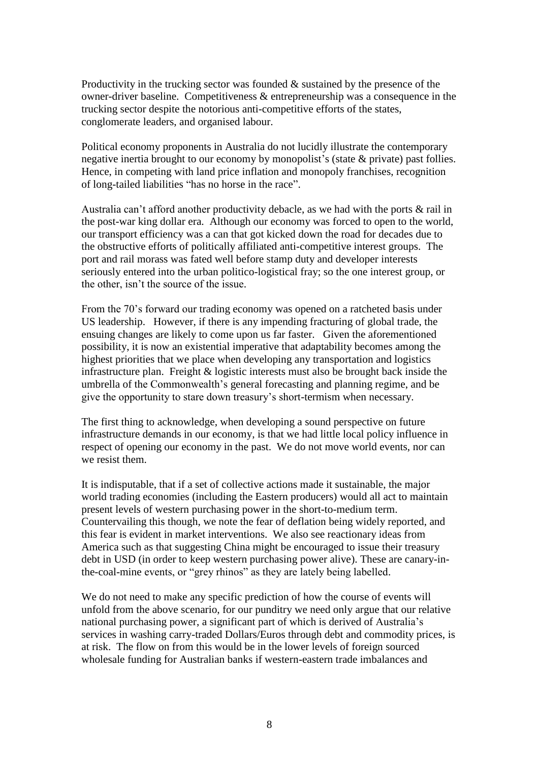Productivity in the trucking sector was founded & sustained by the presence of the owner-driver baseline. Competitiveness & entrepreneurship was a consequence in the trucking sector despite the notorious anti-competitive efforts of the states, conglomerate leaders, and organised labour.

Political economy proponents in Australia do not lucidly illustrate the contemporary negative inertia brought to our economy by monopolist's (state & private) past follies. Hence, in competing with land price inflation and monopoly franchises, recognition of long-tailed liabilities "has no horse in the race".

Australia can't afford another productivity debacle, as we had with the ports & rail in the post-war king dollar era. Although our economy was forced to open to the world, our transport efficiency was a can that got kicked down the road for decades due to the obstructive efforts of politically affiliated anti-competitive interest groups. The port and rail morass was fated well before stamp duty and developer interests seriously entered into the urban politico-logistical fray; so the one interest group, or the other, isn't the source of the issue.

From the 70's forward our trading economy was opened on a ratcheted basis under US leadership. However, if there is any impending fracturing of global trade, the ensuing changes are likely to come upon us far faster. Given the aforementioned possibility, it is now an existential imperative that adaptability becomes among the highest priorities that we place when developing any transportation and logistics infrastructure plan. Freight & logistic interests must also be brought back inside the umbrella of the Commonwealth's general forecasting and planning regime, and be give the opportunity to stare down treasury's short-termism when necessary.

The first thing to acknowledge, when developing a sound perspective on future infrastructure demands in our economy, is that we had little local policy influence in respect of opening our economy in the past. We do not move world events, nor can we resist them.

It is indisputable, that if a set of collective actions made it sustainable, the major world trading economies (including the Eastern producers) would all act to maintain present levels of western purchasing power in the short-to-medium term. Countervailing this though, we note the fear of deflation being widely reported, and this fear is evident in market interventions. We also see reactionary ideas from America such as that suggesting China might be encouraged to issue their treasury debt in USD (in order to keep western purchasing power alive). These are canary-in-the-coal-mine events, or "grey rhinos" as they are lately being labelled.

We do not need to make any specific prediction of how the course of events will unfold from the above scenario, for our punditry we need only argue that our relative national purchasing power, a significant part of which is derived of Australia's services in washing carry-traded Dollars/Euros through debt and commodity prices, is at risk. The flow on from this would be in the lower levels of foreign sourced wholesale funding for Australian banks if western-eastern trade imbalances and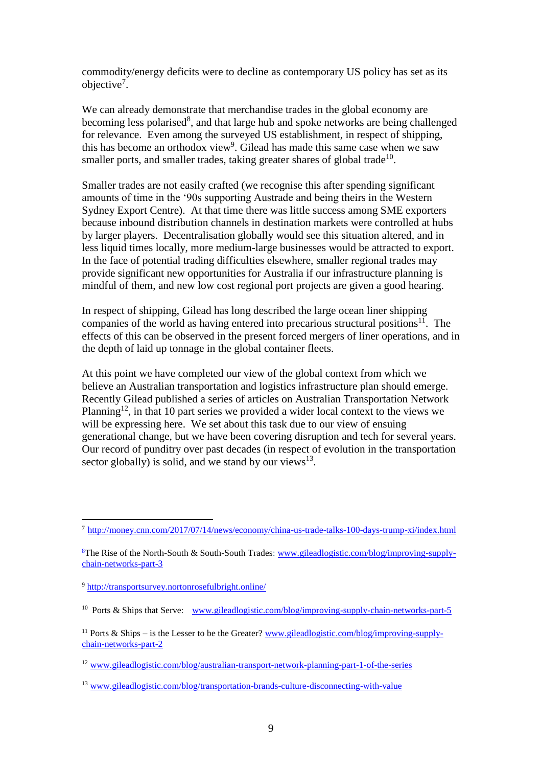commodity/energy deficits were to decline as contemporary US policy has set as its objective[7].

We can already demonstrate that merchandise trades in the global economy are becoming less polarised[8], and that large hub and spoke networks are being challenged for relevance. Even among the surveyed US establishment, in respect of shipping, this has become an orthodox view[9]. Gilead has made this same case when we saw smaller ports, and smaller trades, taking greater shares of global trade[10].

Smaller trades are not easily crafted (we recognise this after spending significant amounts of time in the '90s supporting Austrade and being theirs in the Western Sydney Export Centre). At that time there was little success among SME exporters because inbound distribution channels in destination markets were controlled at hubs by larger players. Decentralisation globally would see this situation altered, and in less liquid times locally, more medium-large businesses would be attracted to export. In the face of potential trading difficulties elsewhere, smaller regional trades may provide significant new opportunities for Australia if our infrastructure planning is mindful of them, and new low cost regional port projects are given a good hearing.

In respect of shipping, Gilead has long described the large ocean liner shipping companies of the world as having entered into precarious structural positions[11]. The effects of this can be observed in the present forced mergers of liner operations, and in the depth of laid up tonnage in the global container fleets.

At this point we have completed our view of the global context from which we believe an Australian transportation and logistics infrastructure plan should emerge. Recently Gilead published a series of articles on Australian Transportation Network Planning[12], in that 10 part series we provided a wider local context to the views we will be expressing here. We set about this task due to our view of ensuing generational change, but we have been covering disruption and tech for several years. Our record of punditry over past decades (in respect of evolution in the transportation sector globally) is solid, and we stand by our views[13].

---

[7] http://money.cnn.com/2017/07/14/news/economy/china-us-trade-talks-100-days-trump-xi/index.html

[8] The Rise of the North-South & South-South Trades: www.gileadlogistic.com/blog/improving-supply-chain-networks-part-3

[9] http://transportsurvey.nortonrosefulbright.online/

[10] Ports & Ships that Serve: www.gileadlogistic.com/blog/improving-supply-chain-networks-part-5

[11] Ports & Ships – is the Lesser to be the Greater? www.gileadlogistic.com/blog/improving-supply-chain-networks-part-2

[12] www.gileadlogistic.com/blog/australian-transport-network-planning-part-1-of-the-series

[13] www.gileadlogistic.com/blog/transportation-brands-culture-disconnecting-with-value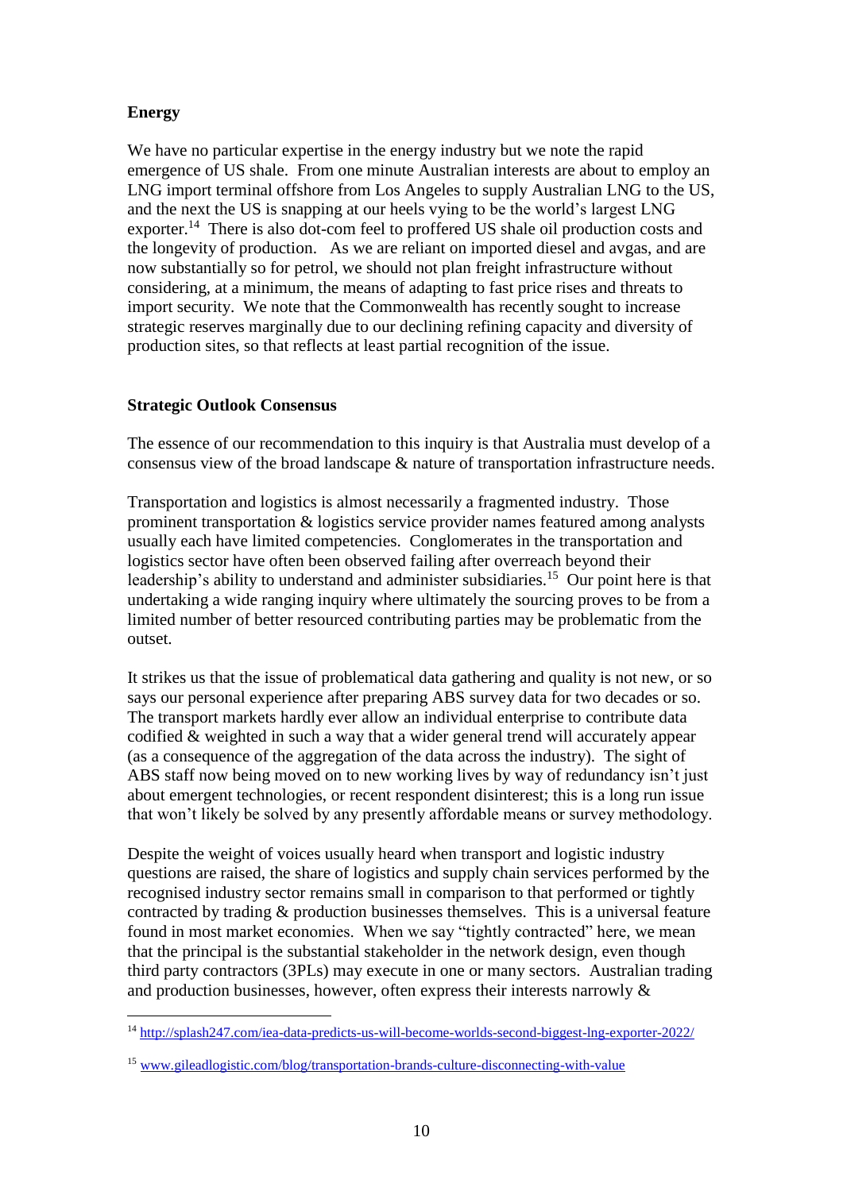**Energy**

We have no particular expertise in the energy industry but we note the rapid emergence of US shale. From one minute Australian interests are about to employ an LNG import terminal offshore from Los Angeles to supply Australian LNG to the US, and the next the US is snapping at our heels vying to be the world's largest LNG exporter.[14] There is also dot-com feel to proffered US shale oil production costs and the longevity of production. As we are reliant on imported diesel and avgas, and are now substantially so for petrol, we should not plan freight infrastructure without considering, at a minimum, the means of adapting to fast price rises and threats to import security. We note that the Commonwealth has recently sought to increase strategic reserves marginally due to our declining refining capacity and diversity of production sites, so that reflects at least partial recognition of the issue.

**Strategic Outlook Consensus**

The essence of our recommendation to this inquiry is that Australia must develop of a consensus view of the broad landscape & nature of transportation infrastructure needs.

Transportation and logistics is almost necessarily a fragmented industry. Those prominent transportation & logistics service provider names featured among analysts usually each have limited competencies. Conglomerates in the transportation and logistics sector have often been observed failing after overreach beyond their leadership's ability to understand and administer subsidiaries.[15] Our point here is that undertaking a wide ranging inquiry where ultimately the sourcing proves to be from a limited number of better resourced contributing parties may be problematic from the outset.

It strikes us that the issue of problematical data gathering and quality is not new, or so says our personal experience after preparing ABS survey data for two decades or so. The transport markets hardly ever allow an individual enterprise to contribute data codified & weighted in such a way that a wider general trend will accurately appear (as a consequence of the aggregation of the data across the industry). The sight of ABS staff now being moved on to new working lives by way of redundancy isn't just about emergent technologies, or recent respondent disinterest; this is a long run issue that won't likely be solved by any presently affordable means or survey methodology.

Despite the weight of voices usually heard when transport and logistic industry questions are raised, the share of logistics and supply chain services performed by the recognised industry sector remains small in comparison to that performed or tightly contracted by trading & production businesses themselves. This is a universal feature found in most market economies. When we say "tightly contracted" here, we mean that the principal is the substantial stakeholder in the network design, even though third party contractors (3PLs) may execute in one or many sectors. Australian trading and production businesses, however, often express their interests narrowly &

---

[14] http://splash247.com/iea-data-predicts-us-will-become-worlds-second-biggest-lng-exporter-2022/

[15] www.gileadlogistic.com/blog/transportation-brands-culture-disconnecting-with-value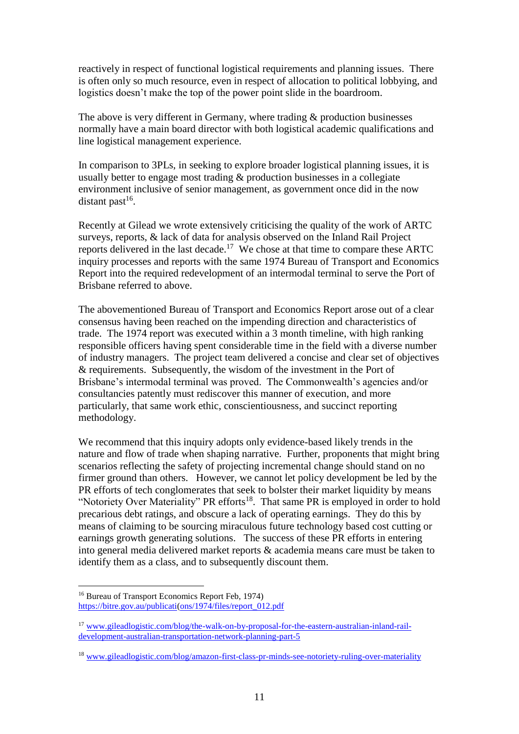reactively in respect of functional logistical requirements and planning issues. There is often only so much resource, even in respect of allocation to political lobbying, and logistics doesn't make the top of the power point slide in the boardroom.

The above is very different in Germany, where trading & production businesses normally have a main board director with both logistical academic qualifications and line logistical management experience.

In comparison to 3PLs, in seeking to explore broader logistical planning issues, it is usually better to engage most trading & production businesses in a collegiate environment inclusive of senior management, as government once did in the now distant past[16].

Recently at Gilead we wrote extensively criticising the quality of the work of ARTC surveys, reports, & lack of data for analysis observed on the Inland Rail Project reports delivered in the last decade.[17] We chose at that time to compare these ARTC inquiry processes and reports with the same 1974 Bureau of Transport and Economics Report into the required redevelopment of an intermodal terminal to serve the Port of Brisbane referred to above.

The abovementioned Bureau of Transport and Economics Report arose out of a clear consensus having been reached on the impending direction and characteristics of trade. The 1974 report was executed within a 3 month timeline, with high ranking responsible officers having spent considerable time in the field with a diverse number of industry managers. The project team delivered a concise and clear set of objectives & requirements. Subsequently, the wisdom of the investment in the Port of Brisbane's intermodal terminal was proved. The Commonwealth's agencies and/or consultancies patently must rediscover this manner of execution, and more particularly, that same work ethic, conscientiousness, and succinct reporting methodology.

We recommend that this inquiry adopts only evidence-based likely trends in the nature and flow of trade when shaping narrative. Further, proponents that might bring scenarios reflecting the safety of projecting incremental change should stand on no firmer ground than others. However, we cannot let policy development be led by the PR efforts of tech conglomerates that seek to bolster their market liquidity by means "Notoriety Over Materiality" PR efforts[18]. That same PR is employed in order to hold precarious debt ratings, and obscure a lack of operating earnings. They do this by means of claiming to be sourcing miraculous future technology based cost cutting or earnings growth generating solutions. The success of these PR efforts in entering into general media delivered market reports & academia means care must be taken to identify them as a class, and to subsequently discount them.

---

[16] Bureau of Transport Economics Report Feb, 1974) https://bitre.gov.au/publicati(ons/1974/files/report_012.pdf

[17] www.gileadlogistic.com/blog/the-walk-on-by-proposal-for-the-eastern-australian-inland-rail-development-australian-transportation-network-planning-part-5

[18] www.gileadlogistic.com/blog/amazon-first-class-pr-minds-see-notoriety-ruling-over-materiality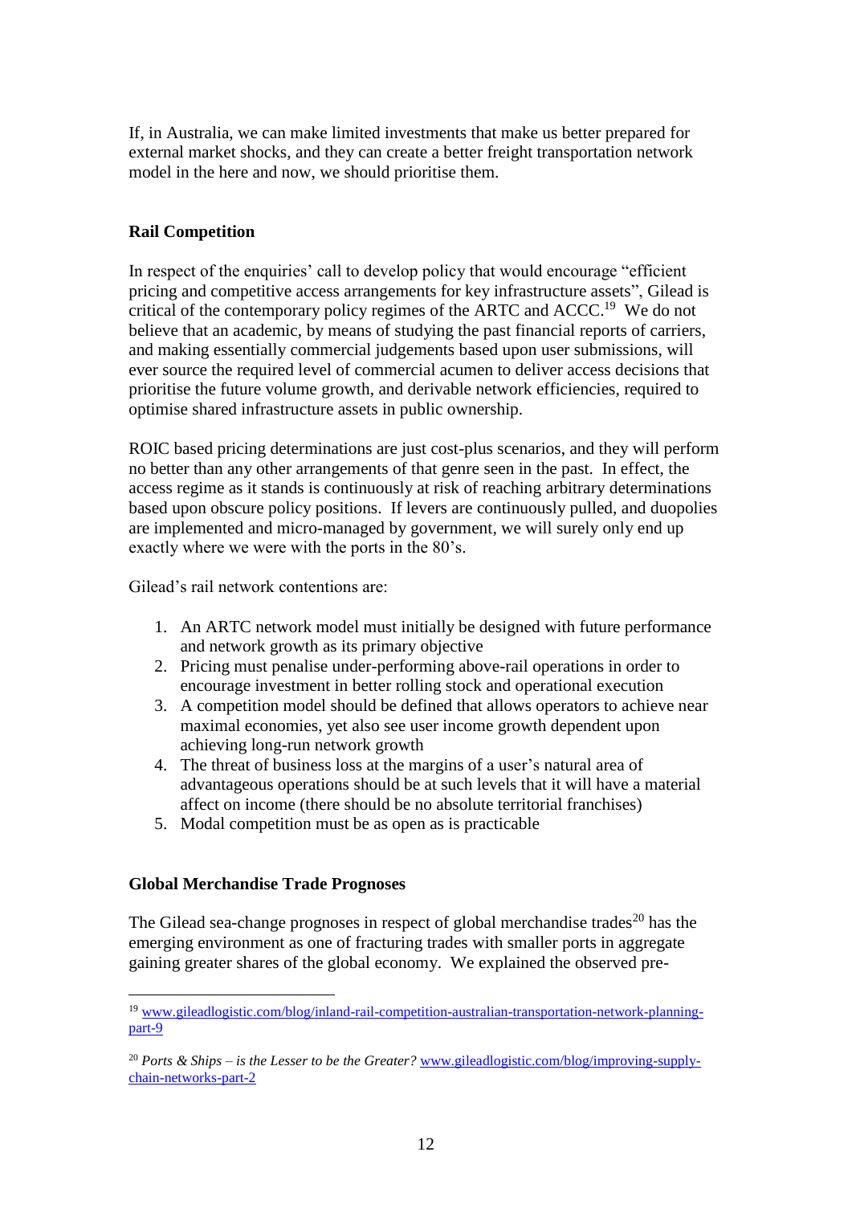If, in Australia, we can make limited investments that make us better prepared for external market shocks, and they can create a better freight transportation network model in the here and now, we should prioritise them.

**Rail Competition**

In respect of the enquiries' call to develop policy that would encourage "efficient pricing and competitive access arrangements for key infrastructure assets", Gilead is critical of the contemporary policy regimes of the ARTC and ACCC.[19] We do not believe that an academic, by means of studying the past financial reports of carriers, and making essentially commercial judgements based upon user submissions, will ever source the required level of commercial acumen to deliver access decisions that prioritise the future volume growth, and derivable network efficiencies, required to optimise shared infrastructure assets in public ownership.

ROIC based pricing determinations are just cost-plus scenarios, and they will perform no better than any other arrangements of that genre seen in the past. In effect, the access regime as it stands is continuously at risk of reaching arbitrary determinations based upon obscure policy positions. If levers are continuously pulled, and duopolies are implemented and micro-managed by government, we will surely only end up exactly where we were with the ports in the 80's.

Gilead's rail network contentions are:

1. An ARTC network model must initially be designed with future performance and network growth as its primary objective
2. Pricing must penalise under-performing above-rail operations in order to encourage investment in better rolling stock and operational execution
3. A competition model should be defined that allows operators to achieve near maximal economies, yet also see user income growth dependent upon achieving long-run network growth
4. The threat of business loss at the margins of a user's natural area of advantageous operations should be at such levels that it will have a material affect on income (there should be no absolute territorial franchises)
5. Modal competition must be as open as is practicable

**Global Merchandise Trade Prognoses**

The Gilead sea-change prognoses in respect of global merchandise trades[20] has the emerging environment as one of fracturing trades with smaller ports in aggregate gaining greater shares of the global economy. We explained the observed pre-

---

[19] www.gileadlogistic.com/blog/inland-rail-competition-australian-transportation-network-planning-part-9

[20] *Ports & Ships – is the Lesser to be the Greater?* www.gileadlogistic.com/blog/improving-supply-chain-networks-part-2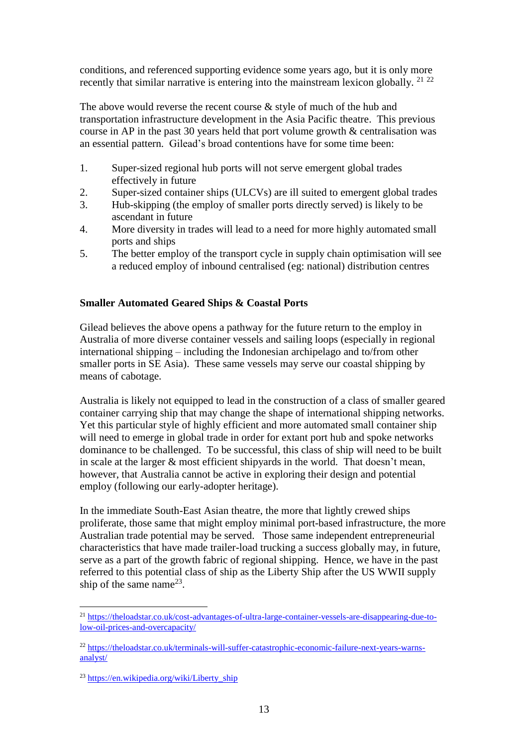conditions, and referenced supporting evidence some years ago, but it is only more recently that similar narrative is entering into the mainstream lexicon globally. [21] [22]

The above would reverse the recent course & style of much of the hub and transportation infrastructure development in the Asia Pacific theatre. This previous course in AP in the past 30 years held that port volume growth & centralisation was an essential pattern. Gilead's broad contentions have for some time been:

1. Super-sized regional hub ports will not serve emergent global trades effectively in future
2. Super-sized container ships (ULCVs) are ill suited to emergent global trades
3. Hub-skipping (the employ of smaller ports directly served) is likely to be ascendant in future
4. More diversity in trades will lead to a need for more highly automated small ports and ships
5. The better employ of the transport cycle in supply chain optimisation will see a reduced employ of inbound centralised (eg: national) distribution centres

**Smaller Automated Geared Ships & Coastal Ports**

Gilead believes the above opens a pathway for the future return to the employ in Australia of more diverse container vessels and sailing loops (especially in regional international shipping – including the Indonesian archipelago and to/from other smaller ports in SE Asia). These same vessels may serve our coastal shipping by means of cabotage.

Australia is likely not equipped to lead in the construction of a class of smaller geared container carrying ship that may change the shape of international shipping networks. Yet this particular style of highly efficient and more automated small container ship will need to emerge in global trade in order for extant port hub and spoke networks dominance to be challenged. To be successful, this class of ship will need to be built in scale at the larger & most efficient shipyards in the world. That doesn't mean, however, that Australia cannot be active in exploring their design and potential employ (following our early-adopter heritage).

In the immediate South-East Asian theatre, the more that lightly crewed ships proliferate, those same that might employ minimal port-based infrastructure, the more Australian trade potential may be served. Those same independent entrepreneurial characteristics that have made trailer-load trucking a success globally may, in future, serve as a part of the growth fabric of regional shipping. Hence, we have in the past referred to this potential class of ship as the Liberty Ship after the US WWII supply ship of the same name[23].

---

[21] https://theloadstar.co.uk/cost-advantages-of-ultra-large-container-vessels-are-disappearing-due-to-low-oil-prices-and-overcapacity/

[22] https://theloadstar.co.uk/terminals-will-suffer-catastrophic-economic-failure-next-years-warns-analyst/

[23] https://en.wikipedia.org/wiki/Liberty_ship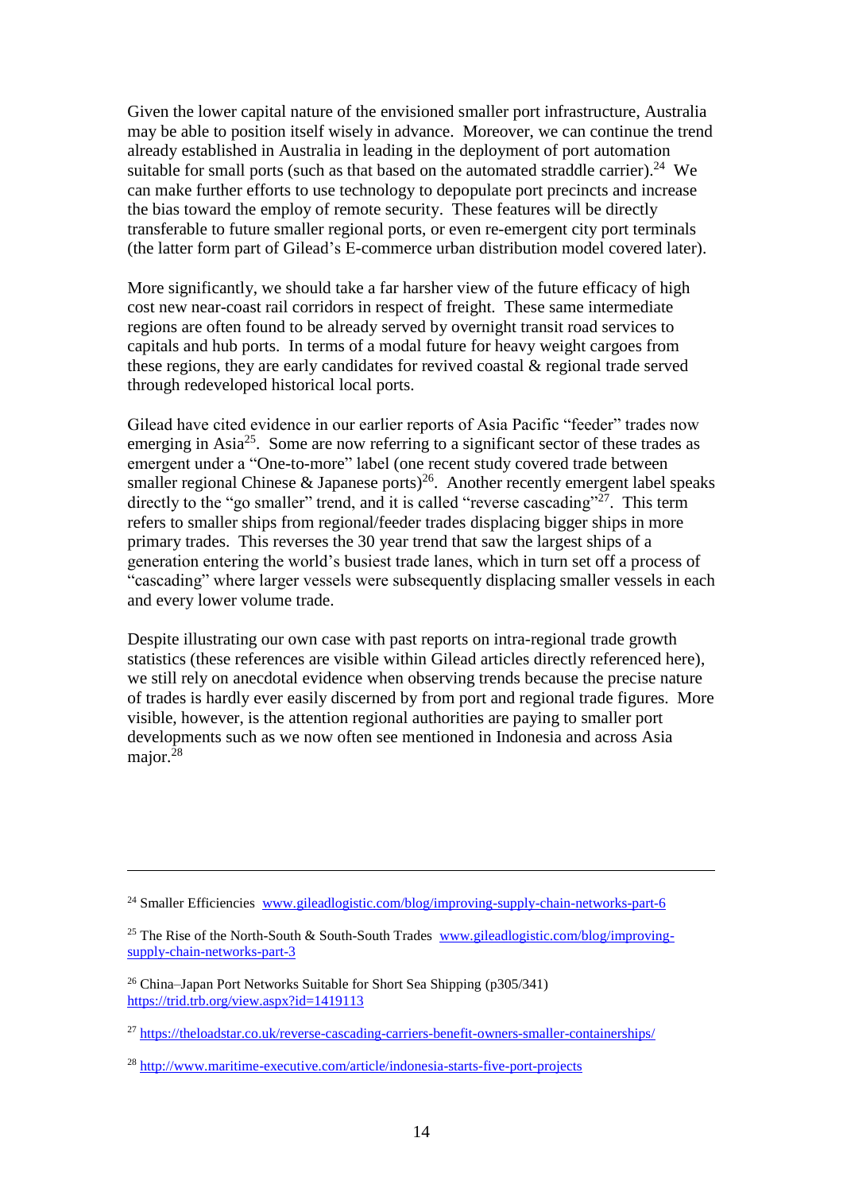Given the lower capital nature of the envisioned smaller port infrastructure, Australia may be able to position itself wisely in advance. Moreover, we can continue the trend already established in Australia in leading in the deployment of port automation suitable for small ports (such as that based on the automated straddle carrier).[24] We can make further efforts to use technology to depopulate port precincts and increase the bias toward the employ of remote security. These features will be directly transferable to future smaller regional ports, or even re-emergent city port terminals (the latter form part of Gilead's E-commerce urban distribution model covered later).

More significantly, we should take a far harsher view of the future efficacy of high cost new near-coast rail corridors in respect of freight. These same intermediate regions are often found to be already served by overnight transit road services to capitals and hub ports. In terms of a modal future for heavy weight cargoes from these regions, they are early candidates for revived coastal & regional trade served through redeveloped historical local ports.

Gilead have cited evidence in our earlier reports of Asia Pacific "feeder" trades now emerging in Asia[25]. Some are now referring to a significant sector of these trades as emergent under a "One-to-more" label (one recent study covered trade between smaller regional Chinese & Japanese ports)[26]. Another recently emergent label speaks directly to the "go smaller" trend, and it is called "reverse cascading"[27]. This term refers to smaller ships from regional/feeder trades displacing bigger ships in more primary trades. This reverses the 30 year trend that saw the largest ships of a generation entering the world's busiest trade lanes, which in turn set off a process of "cascading" where larger vessels were subsequently displacing smaller vessels in each and every lower volume trade.

Despite illustrating our own case with past reports on intra-regional trade growth statistics (these references are visible within Gilead articles directly referenced here), we still rely on anecdotal evidence when observing trends because the precise nature of trades is hardly ever easily discerned by from port and regional trade figures. More visible, however, is the attention regional authorities are paying to smaller port developments such as we now often see mentioned in Indonesia and across Asia major.[28]

---

[24] Smaller Efficiencies www.gileadlogistic.com/blog/improving-supply-chain-networks-part-6

[25] The Rise of the North-South & South-South Trades www.gileadlogistic.com/blog/improving-supply-chain-networks-part-3

[26] China–Japan Port Networks Suitable for Short Sea Shipping (p305/341) https://trid.trb.org/view.aspx?id=1419113

[27] https://theloadstar.co.uk/reverse-cascading-carriers-benefit-owners-smaller-containerships/

[28] http://www.maritime-executive.com/article/indonesia-starts-five-port-projects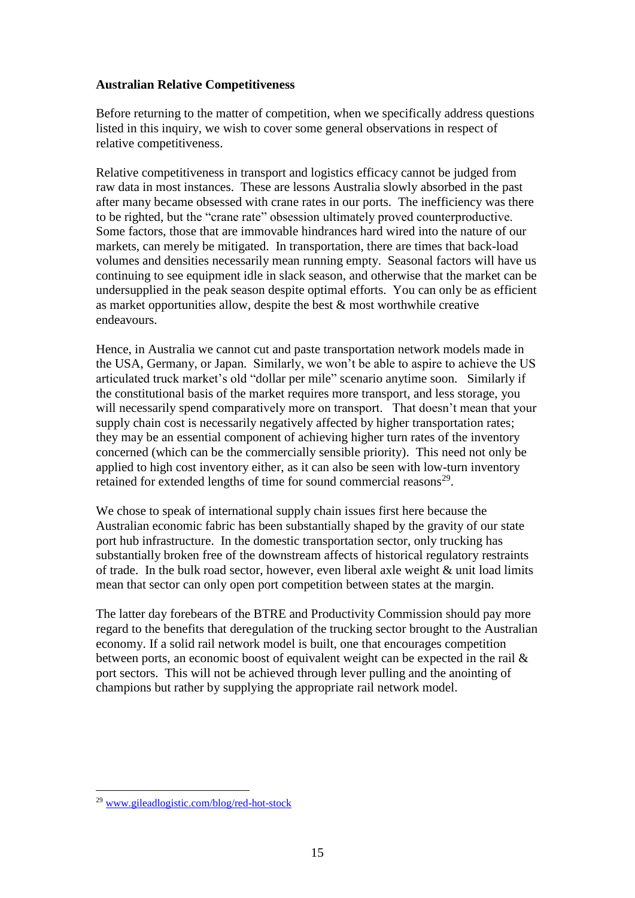**Australian Relative Competitiveness**

Before returning to the matter of competition, when we specifically address questions listed in this inquiry, we wish to cover some general observations in respect of relative competitiveness.

Relative competitiveness in transport and logistics efficacy cannot be judged from raw data in most instances. These are lessons Australia slowly absorbed in the past after many became obsessed with crane rates in our ports. The inefficiency was there to be righted, but the "crane rate" obsession ultimately proved counterproductive. Some factors, those that are immovable hindrances hard wired into the nature of our markets, can merely be mitigated. In transportation, there are times that back-load volumes and densities necessarily mean running empty. Seasonal factors will have us continuing to see equipment idle in slack season, and otherwise that the market can be undersupplied in the peak season despite optimal efforts. You can only be as efficient as market opportunities allow, despite the best & most worthwhile creative endeavours.

Hence, in Australia we cannot cut and paste transportation network models made in the USA, Germany, or Japan. Similarly, we won't be able to aspire to achieve the US articulated truck market's old "dollar per mile" scenario anytime soon. Similarly if the constitutional basis of the market requires more transport, and less storage, you will necessarily spend comparatively more on transport. That doesn't mean that your supply chain cost is necessarily negatively affected by higher transportation rates; they may be an essential component of achieving higher turn rates of the inventory concerned (which can be the commercially sensible priority). This need not only be applied to high cost inventory either, as it can also be seen with low-turn inventory retained for extended lengths of time for sound commercial reasons[29].

We chose to speak of international supply chain issues first here because the Australian economic fabric has been substantially shaped by the gravity of our state port hub infrastructure. In the domestic transportation sector, only trucking has substantially broken free of the downstream affects of historical regulatory restraints of trade. In the bulk road sector, however, even liberal axle weight & unit load limits mean that sector can only open port competition between states at the margin.

The latter day forebears of the BTRE and Productivity Commission should pay more regard to the benefits that deregulation of the trucking sector brought to the Australian economy. If a solid rail network model is built, one that encourages competition between ports, an economic boost of equivalent weight can be expected in the rail & port sectors. This will not be achieved through lever pulling and the anointing of champions but rather by supplying the appropriate rail network model.

[29] www.gileadlogistic.com/blog/red-hot-stock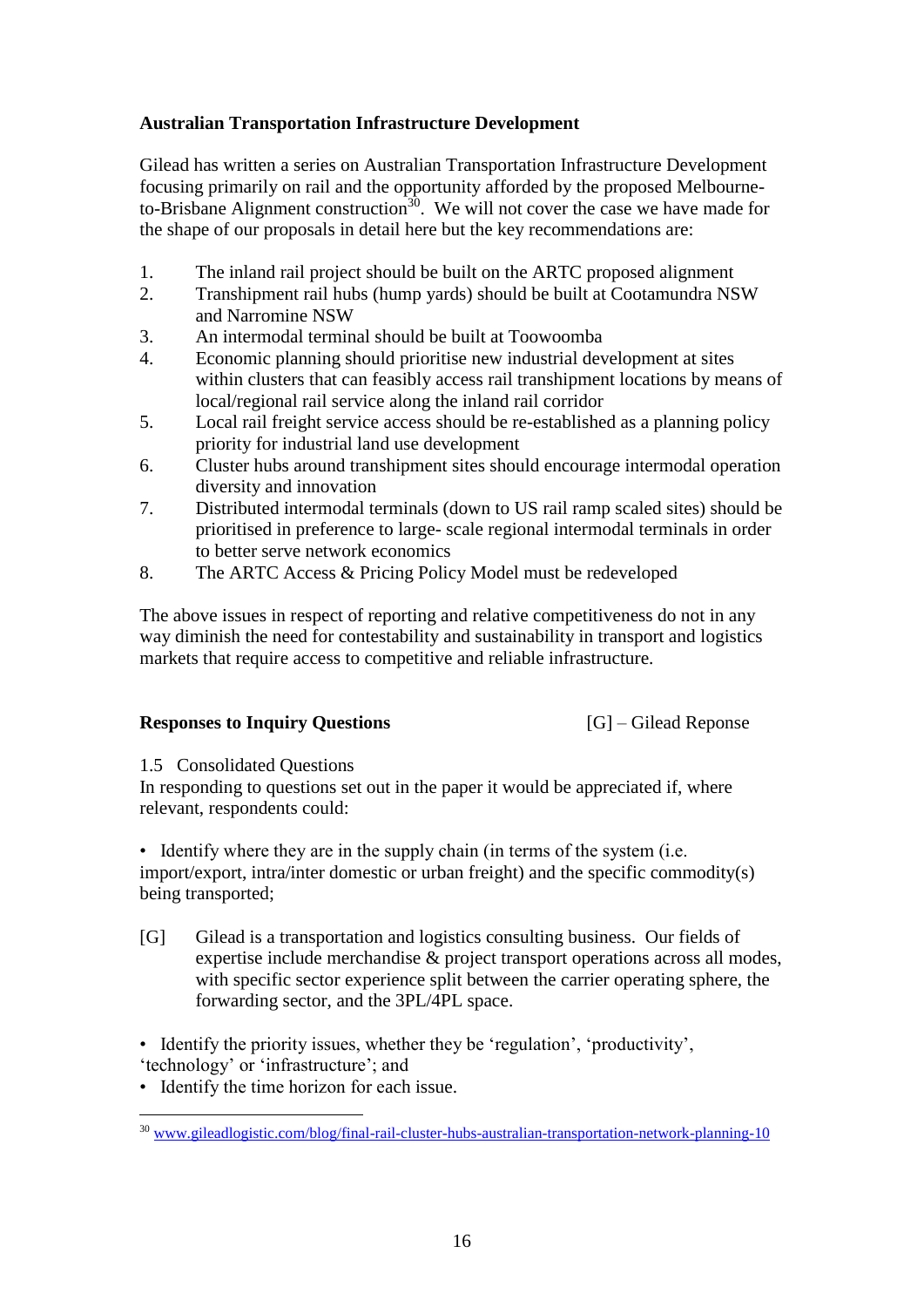**Australian Transportation Infrastructure Development**

Gilead has written a series on Australian Transportation Infrastructure Development focusing primarily on rail and the opportunity afforded by the proposed Melbourne-to-Brisbane Alignment construction[30]. We will not cover the case we have made for the shape of our proposals in detail here but the key recommendations are:

1. The inland rail project should be built on the ARTC proposed alignment
2. Transhipment rail hubs (hump yards) should be built at Cootamundra NSW and Narromine NSW
3. An intermodal terminal should be built at Toowoomba
4. Economic planning should prioritise new industrial development at sites within clusters that can feasibly access rail transhipment locations by means of local/regional rail service along the inland rail corridor
5. Local rail freight service access should be re-established as a planning policy priority for industrial land use development
6. Cluster hubs around transhipment sites should encourage intermodal operation diversity and innovation
7. Distributed intermodal terminals (down to US rail ramp scaled sites) should be prioritised in preference to large- scale regional intermodal terminals in order to better serve network economics
8. The ARTC Access & Pricing Policy Model must be redeveloped

The above issues in respect of reporting and relative competitiveness do not in any way diminish the need for contestability and sustainability in transport and logistics markets that require access to competitive and reliable infrastructure.

**Responses to Inquiry Questions** [G] – Gilead Reponse

1.5 Consolidated Questions

In responding to questions set out in the paper it would be appreciated if, where relevant, respondents could:

- Identify where they are in the supply chain (in terms of the system (i.e. import/export, intra/inter domestic or urban freight) and the specific commodity(s) being transported;

[G] Gilead is a transportation and logistics consulting business. Our fields of expertise include merchandise & project transport operations across all modes, with specific sector experience split between the carrier operating sphere, the forwarding sector, and the 3PL/4PL space.

- Identify the priority issues, whether they be 'regulation', 'productivity', 'technology' or 'infrastructure'; and
- Identify the time horizon for each issue.

[30] www.gileadlogistic.com/blog/final-rail-cluster-hubs-australian-transportation-network-planning-10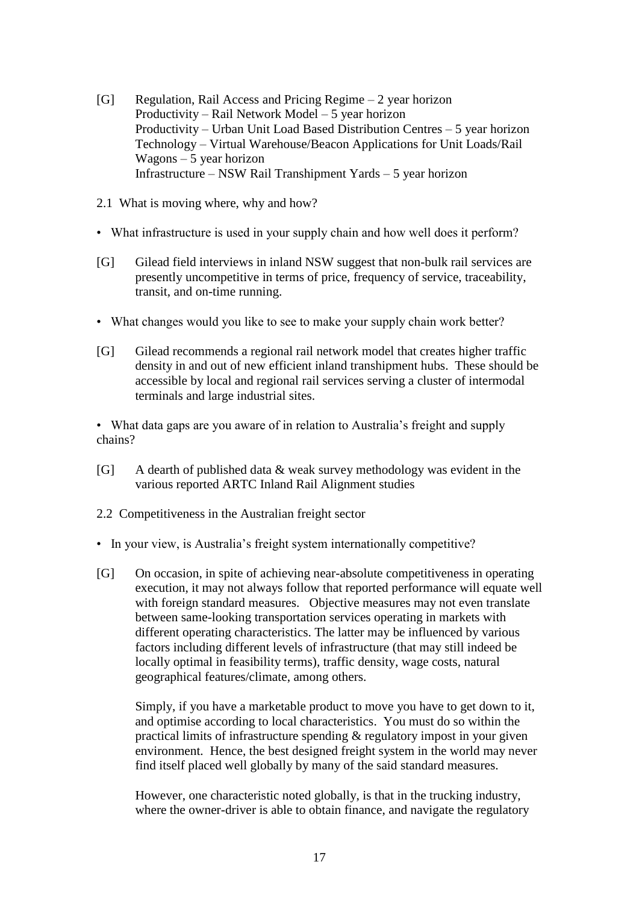[G] Regulation, Rail Access and Pricing Regime – 2 year horizon
Productivity – Rail Network Model – 5 year horizon
Productivity – Urban Unit Load Based Distribution Centres – 5 year horizon
Technology – Virtual Warehouse/Beacon Applications for Unit Loads/Rail Wagons – 5 year horizon
Infrastructure – NSW Rail Transhipment Yards – 5 year horizon

2.1 What is moving where, why and how?

- What infrastructure is used in your supply chain and how well does it perform?

[G] Gilead field interviews in inland NSW suggest that non-bulk rail services are presently uncompetitive in terms of price, frequency of service, traceability, transit, and on-time running.

- What changes would you like to see to make your supply chain work better?

[G] Gilead recommends a regional rail network model that creates higher traffic density in and out of new efficient inland transhipment hubs. These should be accessible by local and regional rail services serving a cluster of intermodal terminals and large industrial sites.

- What data gaps are you aware of in relation to Australia's freight and supply chains?

[G] A dearth of published data & weak survey methodology was evident in the various reported ARTC Inland Rail Alignment studies

2.2 Competitiveness in the Australian freight sector

- In your view, is Australia's freight system internationally competitive?

[G] On occasion, in spite of achieving near-absolute competitiveness in operating execution, it may not always follow that reported performance will equate well with foreign standard measures. Objective measures may not even translate between same-looking transportation services operating in markets with different operating characteristics. The latter may be influenced by various factors including different levels of infrastructure (that may still indeed be locally optimal in feasibility terms), traffic density, wage costs, natural geographical features/climate, among others.

Simply, if you have a marketable product to move you have to get down to it, and optimise according to local characteristics. You must do so within the practical limits of infrastructure spending & regulatory impost in your given environment. Hence, the best designed freight system in the world may never find itself placed well globally by many of the said standard measures.

However, one characteristic noted globally, is that in the trucking industry, where the owner-driver is able to obtain finance, and navigate the regulatory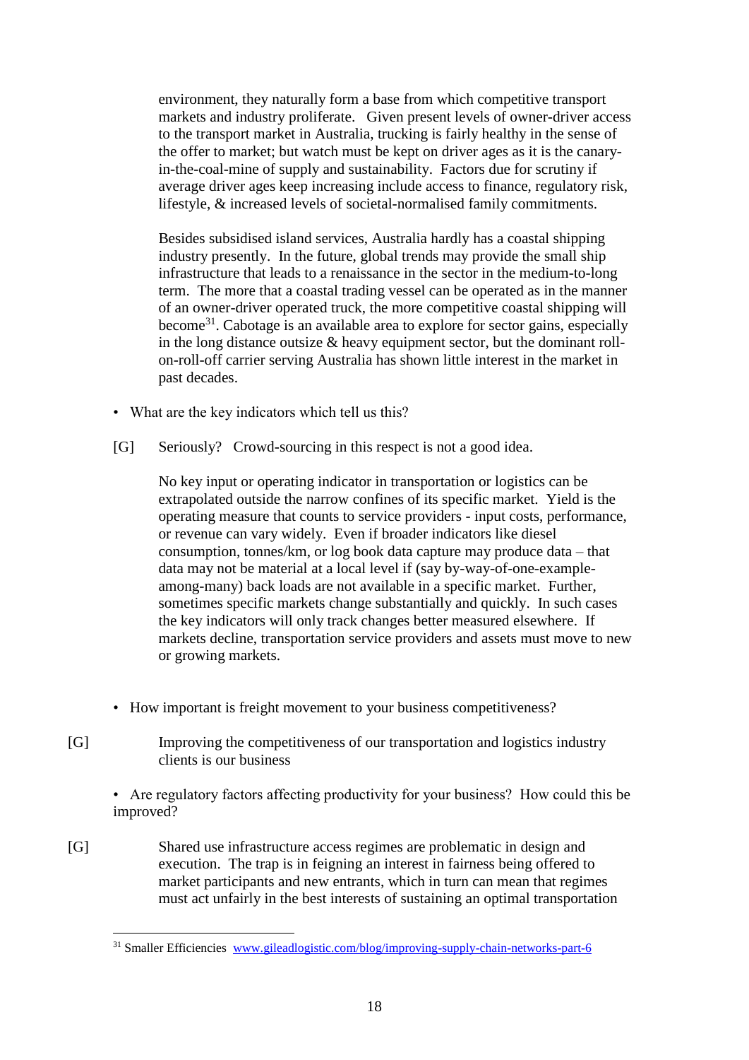environment, they naturally form a base from which competitive transport markets and industry proliferate. Given present levels of owner-driver access to the transport market in Australia, trucking is fairly healthy in the sense of the offer to market; but watch must be kept on driver ages as it is the canary-in-the-coal-mine of supply and sustainability. Factors due for scrutiny if average driver ages keep increasing include access to finance, regulatory risk, lifestyle, & increased levels of societal-normalised family commitments.

Besides subsidised island services, Australia hardly has a coastal shipping industry presently. In the future, global trends may provide the small ship infrastructure that leads to a renaissance in the sector in the medium-to-long term. The more that a coastal trading vessel can be operated as in the manner of an owner-driver operated truck, the more competitive coastal shipping will become[31]. Cabotage is an available area to explore for sector gains, especially in the long distance outsize & heavy equipment sector, but the dominant roll-on-roll-off carrier serving Australia has shown little interest in the market in past decades.

- What are the key indicators which tell us this?

[G] Seriously? Crowd-sourcing in this respect is not a good idea.

No key input or operating indicator in transportation or logistics can be extrapolated outside the narrow confines of its specific market. Yield is the operating measure that counts to service providers - input costs, performance, or revenue can vary widely. Even if broader indicators like diesel consumption, tonnes/km, or log book data capture may produce data – that data may not be material at a local level if (say by-way-of-one-example-among-many) back loads are not available in a specific market. Further, sometimes specific markets change substantially and quickly. In such cases the key indicators will only track changes better measured elsewhere. If markets decline, transportation service providers and assets must move to new or growing markets.

- How important is freight movement to your business competitiveness?

[G] Improving the competitiveness of our transportation and logistics industry clients is our business

- Are regulatory factors affecting productivity for your business? How could this be improved?

[G] Shared use infrastructure access regimes are problematic in design and execution. The trap is in feigning an interest in fairness being offered to market participants and new entrants, which in turn can mean that regimes must act unfairly in the best interests of sustaining an optimal transportation

---

[31] Smaller Efficiencies www.gileadlogistic.com/blog/improving-supply-chain-networks-part-6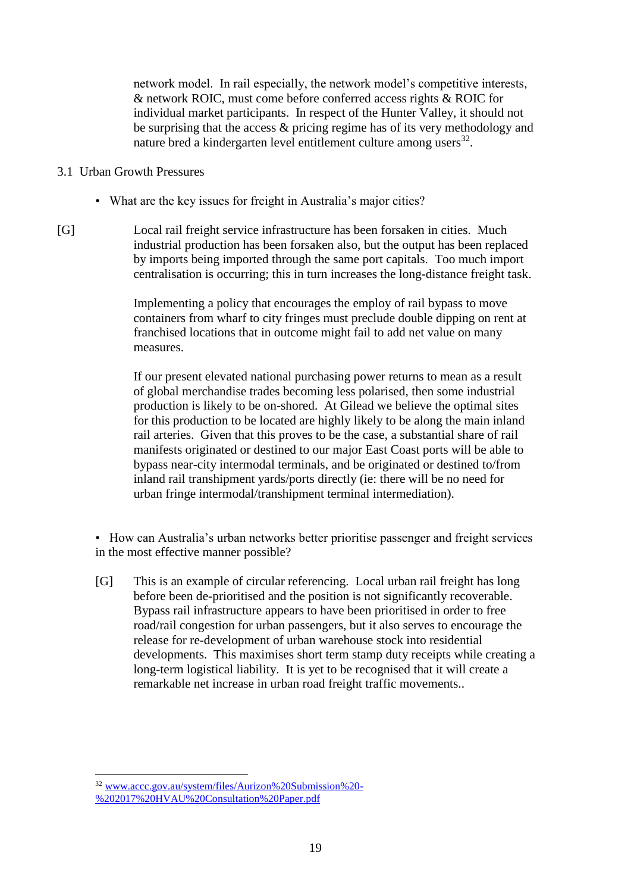network model. In rail especially, the network model's competitive interests, & network ROIC, must come before conferred access rights & ROIC for individual market participants. In respect of the Hunter Valley, it should not be surprising that the access & pricing regime has of its very methodology and nature bred a kindergarten level entitlement culture among users[32].

## 3.1 Urban Growth Pressures

- What are the key issues for freight in Australia's major cities?

[G] Local rail freight service infrastructure has been forsaken in cities. Much industrial production has been forsaken also, but the output has been replaced by imports being imported through the same port capitals. Too much import centralisation is occurring; this in turn increases the long-distance freight task.

Implementing a policy that encourages the employ of rail bypass to move containers from wharf to city fringes must preclude double dipping on rent at franchised locations that in outcome might fail to add net value on many measures.

If our present elevated national purchasing power returns to mean as a result of global merchandise trades becoming less polarised, then some industrial production is likely to be on-shored. At Gilead we believe the optimal sites for this production to be located are highly likely to be along the main inland rail arteries. Given that this proves to be the case, a substantial share of rail manifests originated or destined to our major East Coast ports will be able to bypass near-city intermodal terminals, and be originated or destined to/from inland rail transhipment yards/ports directly (ie: there will be no need for urban fringe intermodal/transhipment terminal intermediation).

- How can Australia's urban networks better prioritise passenger and freight services in the most effective manner possible?

[G] This is an example of circular referencing. Local urban rail freight has long before been de-prioritised and the position is not significantly recoverable. Bypass rail infrastructure appears to have been prioritised in order to free road/rail congestion for urban passengers, but it also serves to encourage the release for re-development of urban warehouse stock into residential developments. This maximises short term stamp duty receipts while creating a long-term logistical liability. It is yet to be recognised that it will create a remarkable net increase in urban road freight traffic movements..

---

[32] www.accc.gov.au/system/files/Aurizon%20Submission%20-%202017%20HVAU%20Consultation%20Paper.pdf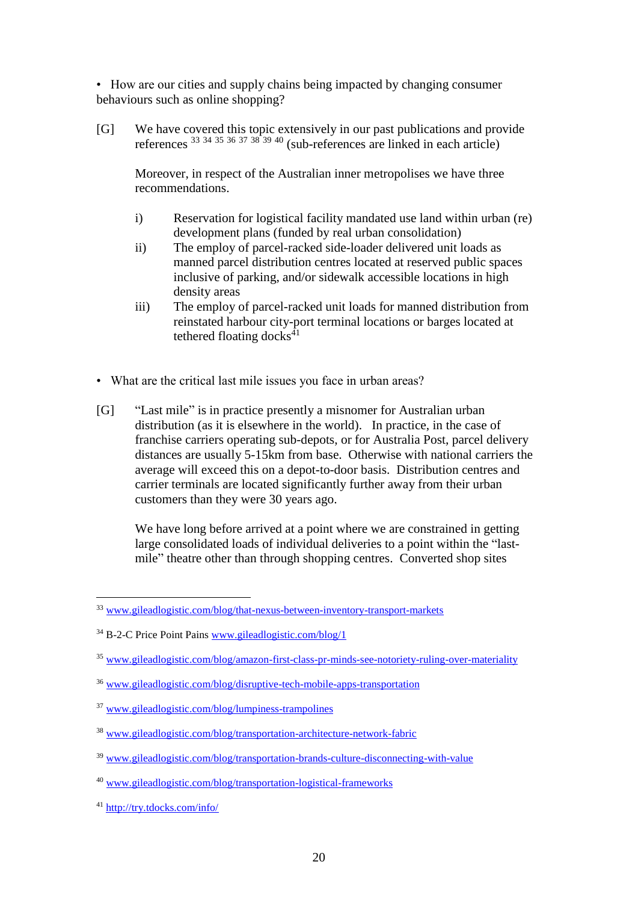- How are our cities and supply chains being impacted by changing consumer behaviours such as online shopping?

[G] We have covered this topic extensively in our past publications and provide references [33] [34] [35] [36] [37] [38] [39] [40] (sub-references are linked in each article)

Moreover, in respect of the Australian inner metropolises we have three recommendations.

i) Reservation for logistical facility mandated use land within urban (re) development plans (funded by real urban consolidation)

ii) The employ of parcel-racked side-loader delivered unit loads as manned parcel distribution centres located at reserved public spaces inclusive of parking, and/or sidewalk accessible locations in high density areas

iii) The employ of parcel-racked unit loads for manned distribution from reinstated harbour city-port terminal locations or barges located at tethered floating docks[41]

- What are the critical last mile issues you face in urban areas?

[G] "Last mile" is in practice presently a misnomer for Australian urban distribution (as it is elsewhere in the world). In practice, in the case of franchise carriers operating sub-depots, or for Australia Post, parcel delivery distances are usually 5-15km from base. Otherwise with national carriers the average will exceed this on a depot-to-door basis. Distribution centres and carrier terminals are located significantly further away from their urban customers than they were 30 years ago.

We have long before arrived at a point where we are constrained in getting large consolidated loads of individual deliveries to a point within the "last-mile" theatre other than through shopping centres. Converted shop sites

---

[33] www.gileadlogistic.com/blog/that-nexus-between-inventory-transport-markets

[34] B-2-C Price Point Pains www.gileadlogistic.com/blog/1

[35] www.gileadlogistic.com/blog/amazon-first-class-pr-minds-see-notoriety-ruling-over-materiality

[36] www.gileadlogistic.com/blog/disruptive-tech-mobile-apps-transportation

[37] www.gileadlogistic.com/blog/lumpiness-trampolines

[38] www.gileadlogistic.com/blog/transportation-architecture-network-fabric

[39] www.gileadlogistic.com/blog/transportation-brands-culture-disconnecting-with-value

[40] www.gileadlogistic.com/blog/transportation-logistical-frameworks

[41] http://try.tdocks.com/info/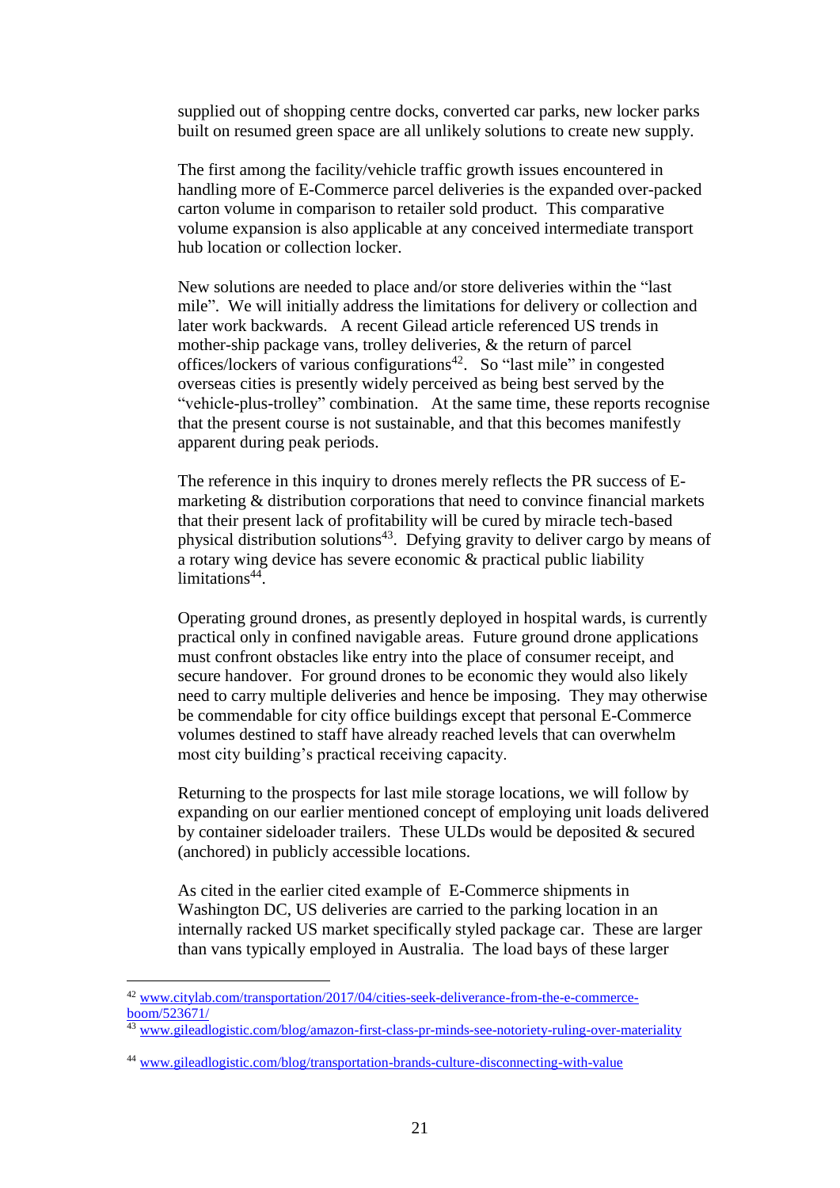supplied out of shopping centre docks, converted car parks, new locker parks built on resumed green space are all unlikely solutions to create new supply.

The first among the facility/vehicle traffic growth issues encountered in handling more of E-Commerce parcel deliveries is the expanded over-packed carton volume in comparison to retailer sold product. This comparative volume expansion is also applicable at any conceived intermediate transport hub location or collection locker.

New solutions are needed to place and/or store deliveries within the "last mile". We will initially address the limitations for delivery or collection and later work backwards. A recent Gilead article referenced US trends in mother-ship package vans, trolley deliveries, & the return of parcel offices/lockers of various configurations[42]. So "last mile" in congested overseas cities is presently widely perceived as being best served by the "vehicle-plus-trolley" combination. At the same time, these reports recognise that the present course is not sustainable, and that this becomes manifestly apparent during peak periods.

The reference in this inquiry to drones merely reflects the PR success of E-marketing & distribution corporations that need to convince financial markets that their present lack of profitability will be cured by miracle tech-based physical distribution solutions[43]. Defying gravity to deliver cargo by means of a rotary wing device has severe economic & practical public liability limitations[44].

Operating ground drones, as presently deployed in hospital wards, is currently practical only in confined navigable areas. Future ground drone applications must confront obstacles like entry into the place of consumer receipt, and secure handover. For ground drones to be economic they would also likely need to carry multiple deliveries and hence be imposing. They may otherwise be commendable for city office buildings except that personal E-Commerce volumes destined to staff have already reached levels that can overwhelm most city building's practical receiving capacity.

Returning to the prospects for last mile storage locations, we will follow by expanding on our earlier mentioned concept of employing unit loads delivered by container sideloader trailers. These ULDs would be deposited & secured (anchored) in publicly accessible locations.

As cited in the earlier cited example of E-Commerce shipments in Washington DC, US deliveries are carried to the parking location in an internally racked US market specifically styled package car. These are larger than vans typically employed in Australia. The load bays of these larger

---

[42] www.citylab.com/transportation/2017/04/cities-seek-deliverance-from-the-e-commerce-boom/523671/

[43] www.gileadlogistic.com/blog/amazon-first-class-pr-minds-see-notoriety-ruling-over-materiality

[44] www.gileadlogistic.com/blog/transportation-brands-culture-disconnecting-with-value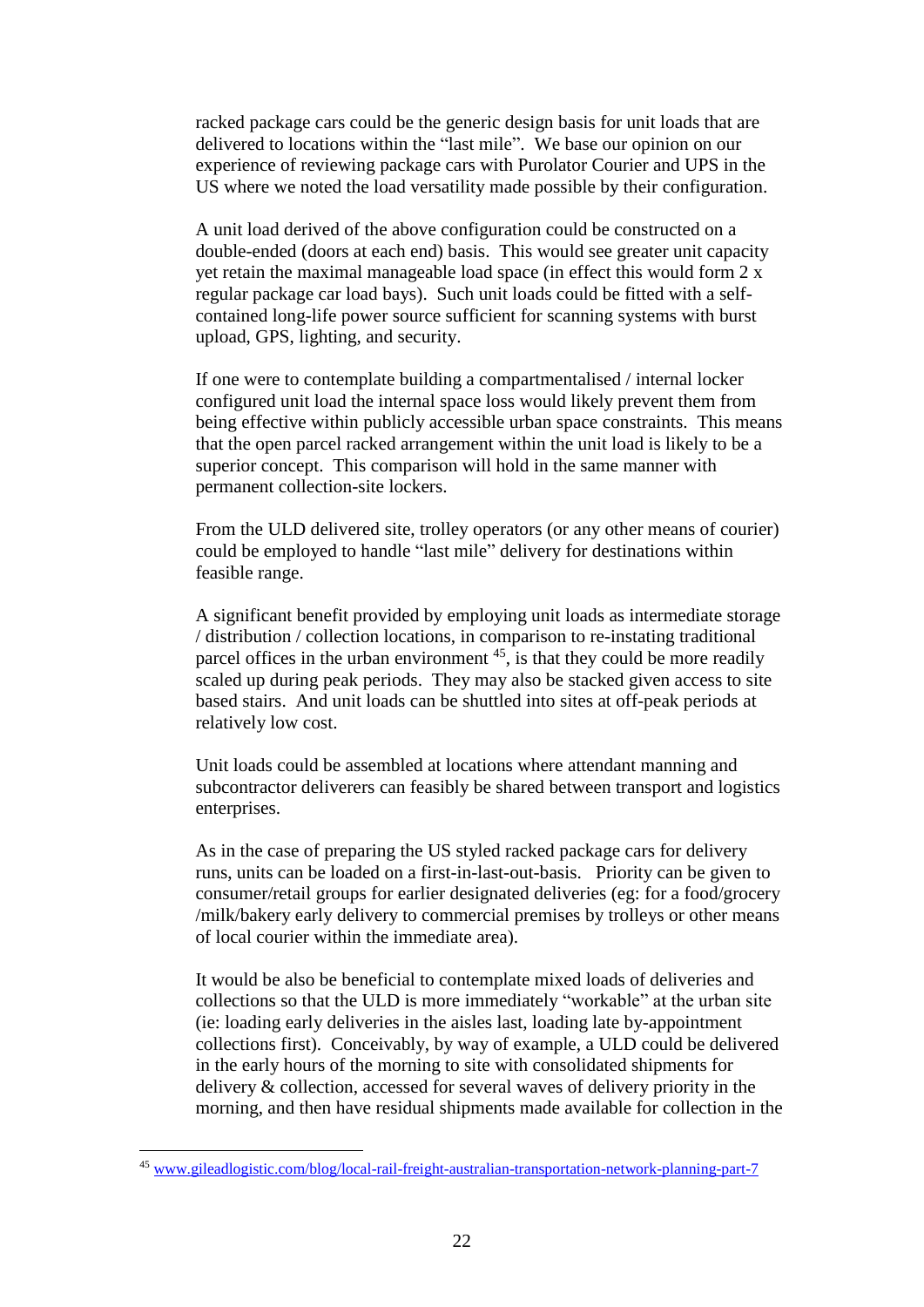racked package cars could be the generic design basis for unit loads that are delivered to locations within the "last mile". We base our opinion on our experience of reviewing package cars with Purolator Courier and UPS in the US where we noted the load versatility made possible by their configuration.

A unit load derived of the above configuration could be constructed on a double-ended (doors at each end) basis. This would see greater unit capacity yet retain the maximal manageable load space (in effect this would form 2 x regular package car load bays). Such unit loads could be fitted with a self-contained long-life power source sufficient for scanning systems with burst upload, GPS, lighting, and security.

If one were to contemplate building a compartmentalised / internal locker configured unit load the internal space loss would likely prevent them from being effective within publicly accessible urban space constraints. This means that the open parcel racked arrangement within the unit load is likely to be a superior concept. This comparison will hold in the same manner with permanent collection-site lockers.

From the ULD delivered site, trolley operators (or any other means of courier) could be employed to handle "last mile" delivery for destinations within feasible range.

A significant benefit provided by employing unit loads as intermediate storage / distribution / collection locations, in comparison to re-instating traditional parcel offices in the urban environment [45], is that they could be more readily scaled up during peak periods. They may also be stacked given access to site based stairs. And unit loads can be shuttled into sites at off-peak periods at relatively low cost.

Unit loads could be assembled at locations where attendant manning and subcontractor deliverers can feasibly be shared between transport and logistics enterprises.

As in the case of preparing the US styled racked package cars for delivery runs, units can be loaded on a first-in-last-out-basis. Priority can be given to consumer/retail groups for earlier designated deliveries (eg: for a food/grocery /milk/bakery early delivery to commercial premises by trolleys or other means of local courier within the immediate area).

It would be also be beneficial to contemplate mixed loads of deliveries and collections so that the ULD is more immediately "workable" at the urban site (ie: loading early deliveries in the aisles last, loading late by-appointment collections first). Conceivably, by way of example, a ULD could be delivered in the early hours of the morning to site with consolidated shipments for delivery & collection, accessed for several waves of delivery priority in the morning, and then have residual shipments made available for collection in the

[45] www.gileadlogistic.com/blog/local-rail-freight-australian-transportation-network-planning-part-7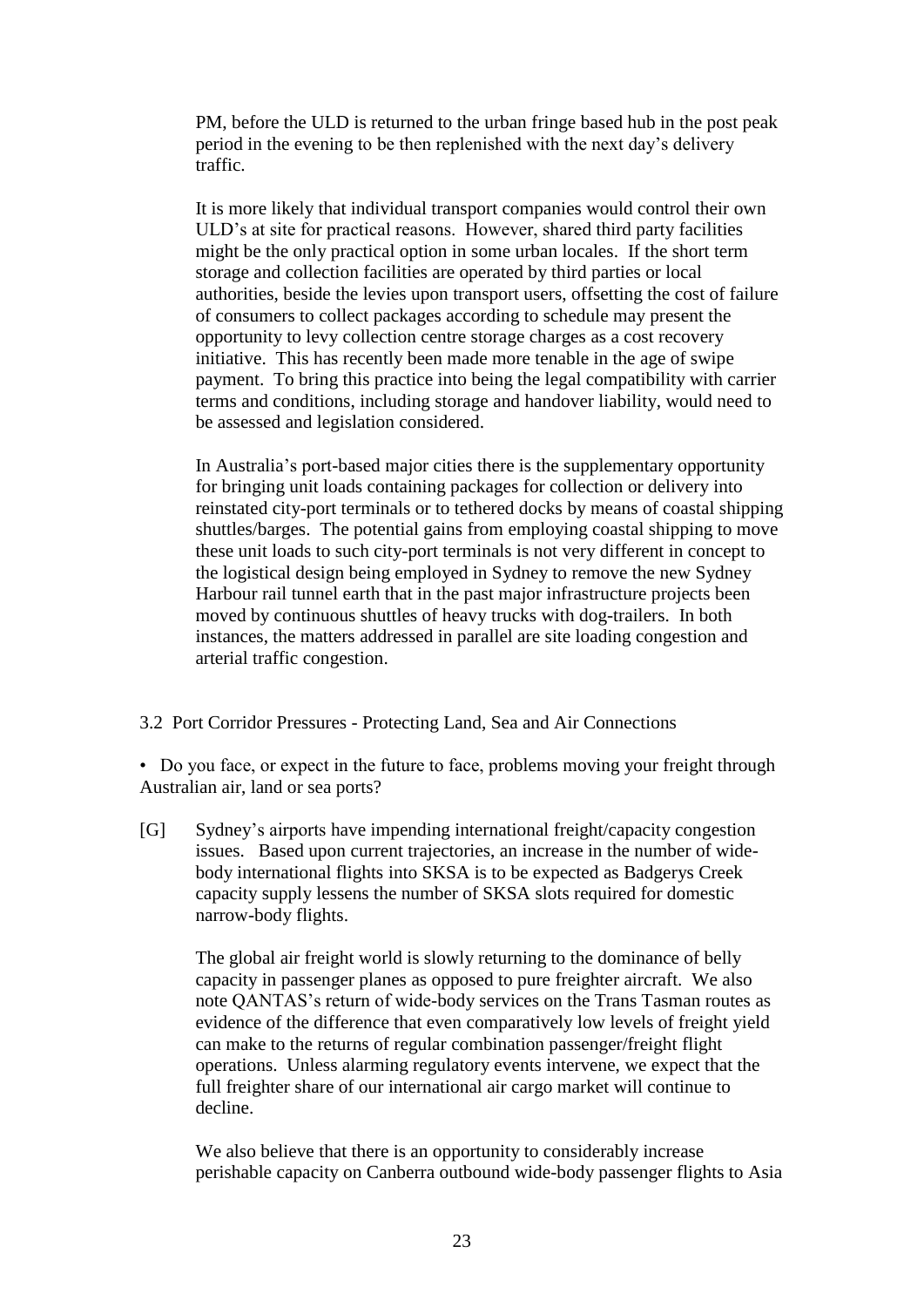PM, before the ULD is returned to the urban fringe based hub in the post peak period in the evening to be then replenished with the next day's delivery traffic.

It is more likely that individual transport companies would control their own ULD's at site for practical reasons. However, shared third party facilities might be the only practical option in some urban locales. If the short term storage and collection facilities are operated by third parties or local authorities, beside the levies upon transport users, offsetting the cost of failure of consumers to collect packages according to schedule may present the opportunity to levy collection centre storage charges as a cost recovery initiative. This has recently been made more tenable in the age of swipe payment. To bring this practice into being the legal compatibility with carrier terms and conditions, including storage and handover liability, would need to be assessed and legislation considered.

In Australia's port-based major cities there is the supplementary opportunity for bringing unit loads containing packages for collection or delivery into reinstated city-port terminals or to tethered docks by means of coastal shipping shuttles/barges. The potential gains from employing coastal shipping to move these unit loads to such city-port terminals is not very different in concept to the logistical design being employed in Sydney to remove the new Sydney Harbour rail tunnel earth that in the past major infrastructure projects been moved by continuous shuttles of heavy trucks with dog-trailers. In both instances, the matters addressed in parallel are site loading congestion and arterial traffic congestion.

### 3.2 Port Corridor Pressures - Protecting Land, Sea and Air Connections

- Do you face, or expect in the future to face, problems moving your freight through Australian air, land or sea ports?

[G] Sydney's airports have impending international freight/capacity congestion issues. Based upon current trajectories, an increase in the number of wide-body international flights into SKSA is to be expected as Badgerys Creek capacity supply lessens the number of SKSA slots required for domestic narrow-body flights.

The global air freight world is slowly returning to the dominance of belly capacity in passenger planes as opposed to pure freighter aircraft. We also note QANTAS's return of wide-body services on the Trans Tasman routes as evidence of the difference that even comparatively low levels of freight yield can make to the returns of regular combination passenger/freight flight operations. Unless alarming regulatory events intervene, we expect that the full freighter share of our international air cargo market will continue to decline.

We also believe that there is an opportunity to considerably increase perishable capacity on Canberra outbound wide-body passenger flights to Asia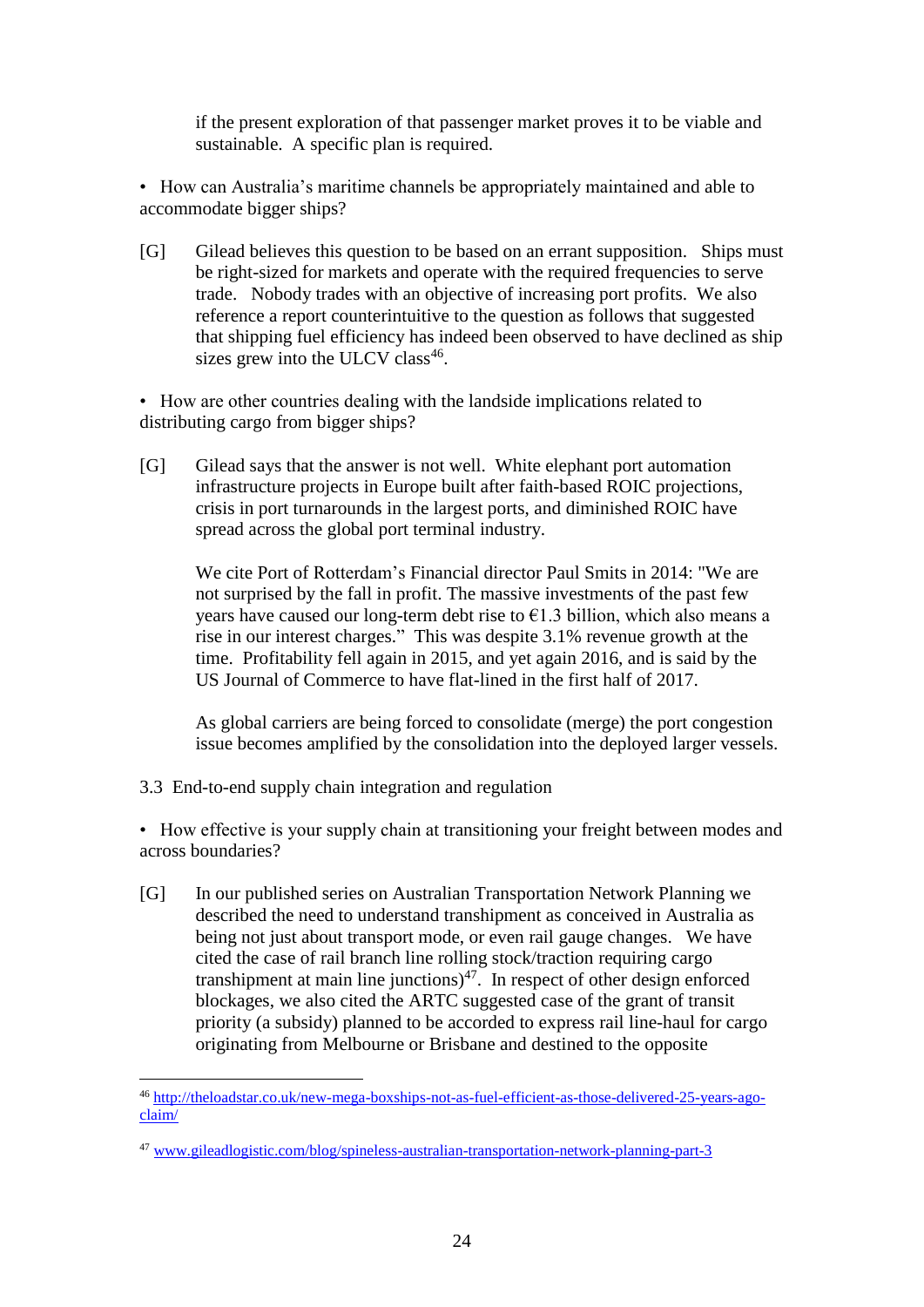if the present exploration of that passenger market proves it to be viable and sustainable. A specific plan is required.

• How can Australia's maritime channels be appropriately maintained and able to accommodate bigger ships?

[G] Gilead believes this question to be based on an errant supposition. Ships must be right-sized for markets and operate with the required frequencies to serve trade. Nobody trades with an objective of increasing port profits. We also reference a report counterintuitive to the question as follows that suggested that shipping fuel efficiency has indeed been observed to have declined as ship sizes grew into the ULCV class[46].

• How are other countries dealing with the landside implications related to distributing cargo from bigger ships?

[G] Gilead says that the answer is not well. White elephant port automation infrastructure projects in Europe built after faith-based ROIC projections, crisis in port turnarounds in the largest ports, and diminished ROIC have spread across the global port terminal industry.

We cite Port of Rotterdam's Financial director Paul Smits in 2014: "We are not surprised by the fall in profit. The massive investments of the past few years have caused our long-term debt rise to €1.3 billion, which also means a rise in our interest charges." This was despite 3.1% revenue growth at the time. Profitability fell again in 2015, and yet again 2016, and is said by the US Journal of Commerce to have flat-lined in the first half of 2017.

As global carriers are being forced to consolidate (merge) the port congestion issue becomes amplified by the consolidation into the deployed larger vessels.

3.3 End-to-end supply chain integration and regulation

• How effective is your supply chain at transitioning your freight between modes and across boundaries?

[G] In our published series on Australian Transportation Network Planning we described the need to understand transhipment as conceived in Australia as being not just about transport mode, or even rail gauge changes. We have cited the case of rail branch line rolling stock/traction requiring cargo transhipment at main line junctions)[47]. In respect of other design enforced blockages, we also cited the ARTC suggested case of the grant of transit priority (a subsidy) planned to be accorded to express rail line-haul for cargo originating from Melbourne or Brisbane and destined to the opposite

---

[46] http://theloadstar.co.uk/new-mega-boxships-not-as-fuel-efficient-as-those-delivered-25-years-ago-claim/

[47] www.gileadlogistic.com/blog/spineless-australian-transportation-network-planning-part-3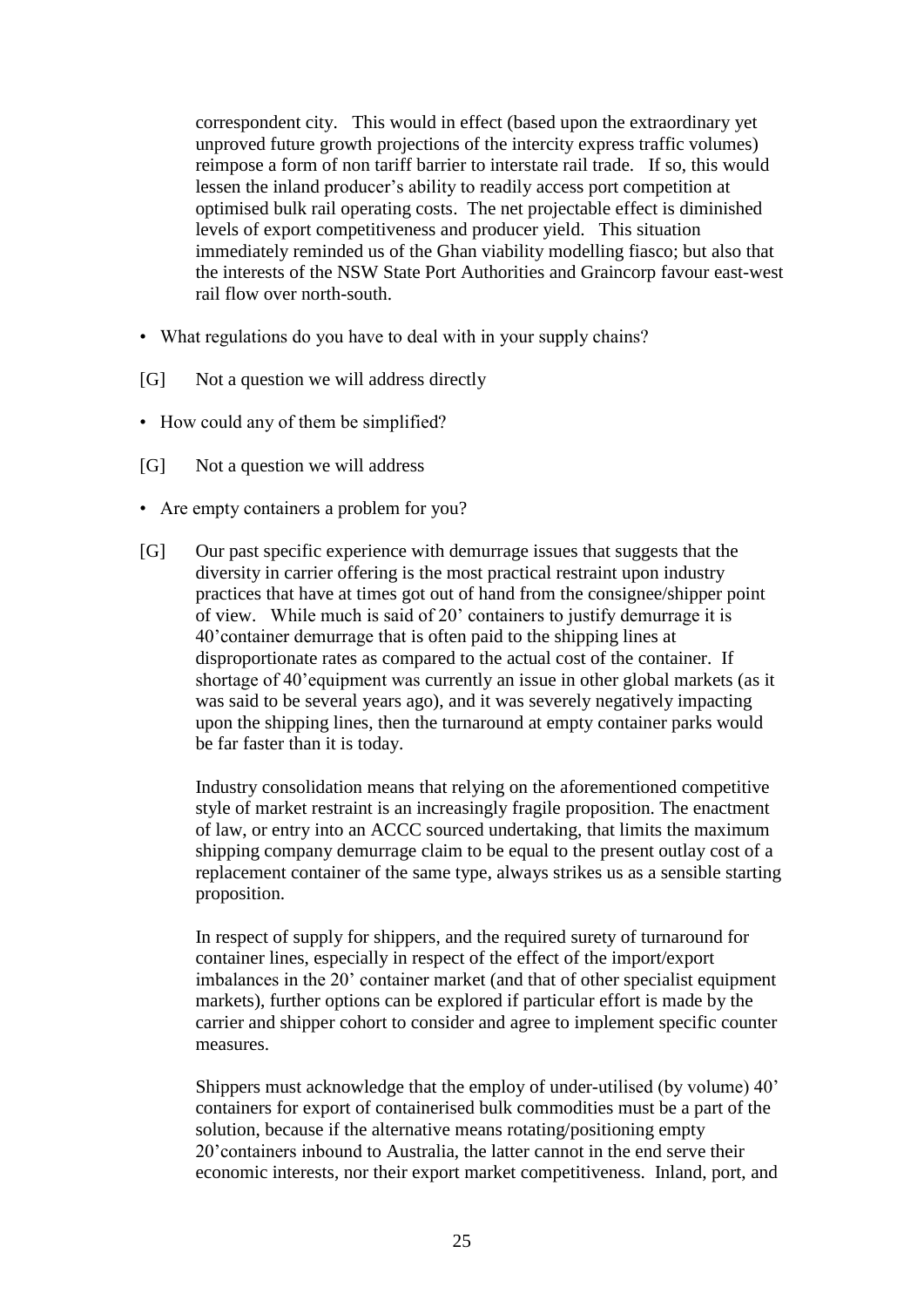correspondent city. This would in effect (based upon the extraordinary yet unproved future growth projections of the intercity express traffic volumes) reimpose a form of non tariff barrier to interstate rail trade. If so, this would lessen the inland producer's ability to readily access port competition at optimised bulk rail operating costs. The net projectable effect is diminished levels of export competitiveness and producer yield. This situation immediately reminded us of the Ghan viability modelling fiasco; but also that the interests of the NSW State Port Authorities and Graincorp favour east-west rail flow over north-south.

- What regulations do you have to deal with in your supply chains?

[G] Not a question we will address directly

- How could any of them be simplified?

[G] Not a question we will address

- Are empty containers a problem for you?

[G] Our past specific experience with demurrage issues that suggests that the diversity in carrier offering is the most practical restraint upon industry practices that have at times got out of hand from the consignee/shipper point of view. While much is said of 20' containers to justify demurrage it is 40'container demurrage that is often paid to the shipping lines at disproportionate rates as compared to the actual cost of the container. If shortage of 40'equipment was currently an issue in other global markets (as it was said to be several years ago), and it was severely negatively impacting upon the shipping lines, then the turnaround at empty container parks would be far faster than it is today.

Industry consolidation means that relying on the aforementioned competitive style of market restraint is an increasingly fragile proposition. The enactment of law, or entry into an ACCC sourced undertaking, that limits the maximum shipping company demurrage claim to be equal to the present outlay cost of a replacement container of the same type, always strikes us as a sensible starting proposition.

In respect of supply for shippers, and the required surety of turnaround for container lines, especially in respect of the effect of the import/export imbalances in the 20' container market (and that of other specialist equipment markets), further options can be explored if particular effort is made by the carrier and shipper cohort to consider and agree to implement specific counter measures.

Shippers must acknowledge that the employ of under-utilised (by volume) 40' containers for export of containerised bulk commodities must be a part of the solution, because if the alternative means rotating/positioning empty 20'containers inbound to Australia, the latter cannot in the end serve their economic interests, nor their export market competitiveness. Inland, port, and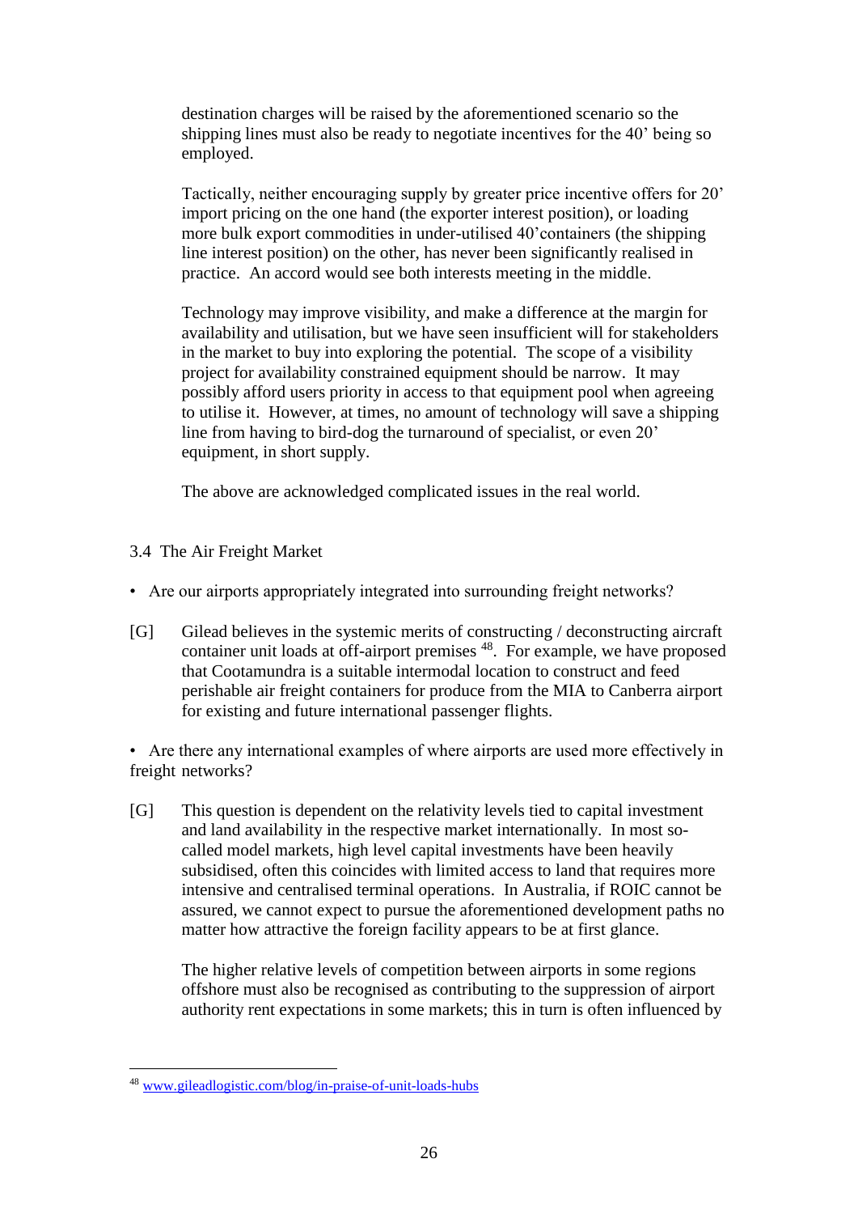destination charges will be raised by the aforementioned scenario so the shipping lines must also be ready to negotiate incentives for the 40' being so employed.

Tactically, neither encouraging supply by greater price incentive offers for 20' import pricing on the one hand (the exporter interest position), or loading more bulk export commodities in under-utilised 40'containers (the shipping line interest position) on the other, has never been significantly realised in practice. An accord would see both interests meeting in the middle.

Technology may improve visibility, and make a difference at the margin for availability and utilisation, but we have seen insufficient will for stakeholders in the market to buy into exploring the potential. The scope of a visibility project for availability constrained equipment should be narrow. It may possibly afford users priority in access to that equipment pool when agreeing to utilise it. However, at times, no amount of technology will save a shipping line from having to bird-dog the turnaround of specialist, or even 20' equipment, in short supply.

The above are acknowledged complicated issues in the real world.

### 3.4 The Air Freight Market

- Are our airports appropriately integrated into surrounding freight networks?

[G] Gilead believes in the systemic merits of constructing / deconstructing aircraft container unit loads at off-airport premises [48]. For example, we have proposed that Cootamundra is a suitable intermodal location to construct and feed perishable air freight containers for produce from the MIA to Canberra airport for existing and future international passenger flights.

- Are there any international examples of where airports are used more effectively in freight networks?

[G] This question is dependent on the relativity levels tied to capital investment and land availability in the respective market internationally. In most so-called model markets, high level capital investments have been heavily subsidised, often this coincides with limited access to land that requires more intensive and centralised terminal operations. In Australia, if ROIC cannot be assured, we cannot expect to pursue the aforementioned development paths no matter how attractive the foreign facility appears to be at first glance.

The higher relative levels of competition between airports in some regions offshore must also be recognised as contributing to the suppression of airport authority rent expectations in some markets; this in turn is often influenced by

---

[48] www.gileadlogistic.com/blog/in-praise-of-unit-loads-hubs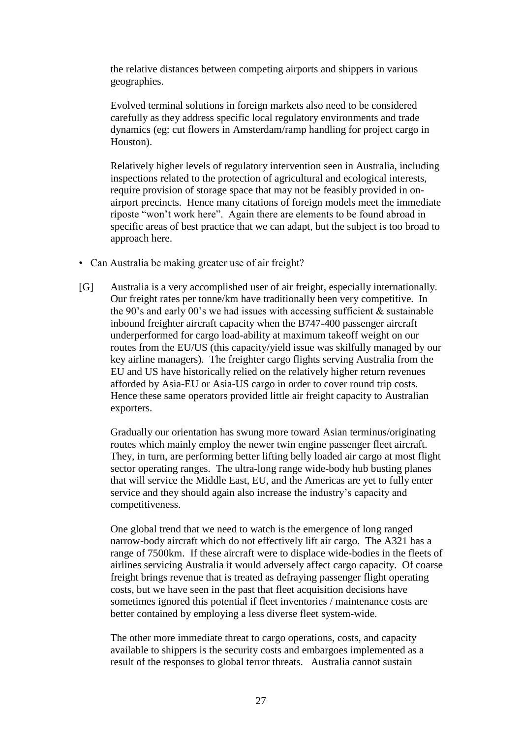the relative distances between competing airports and shippers in various geographies.

Evolved terminal solutions in foreign markets also need to be considered carefully as they address specific local regulatory environments and trade dynamics (eg: cut flowers in Amsterdam/ramp handling for project cargo in Houston).

Relatively higher levels of regulatory intervention seen in Australia, including inspections related to the protection of agricultural and ecological interests, require provision of storage space that may not be feasibly provided in on-airport precincts. Hence many citations of foreign models meet the immediate riposte "won't work here". Again there are elements to be found abroad in specific areas of best practice that we can adapt, but the subject is too broad to approach here.

- Can Australia be making greater use of air freight?

[G] Australia is a very accomplished user of air freight, especially internationally. Our freight rates per tonne/km have traditionally been very competitive. In the 90's and early 00's we had issues with accessing sufficient & sustainable inbound freighter aircraft capacity when the B747-400 passenger aircraft underperformed for cargo load-ability at maximum takeoff weight on our routes from the EU/US (this capacity/yield issue was skilfully managed by our key airline managers). The freighter cargo flights serving Australia from the EU and US have historically relied on the relatively higher return revenues afforded by Asia-EU or Asia-US cargo in order to cover round trip costs. Hence these same operators provided little air freight capacity to Australian exporters.

Gradually our orientation has swung more toward Asian terminus/originating routes which mainly employ the newer twin engine passenger fleet aircraft. They, in turn, are performing better lifting belly loaded air cargo at most flight sector operating ranges. The ultra-long range wide-body hub busting planes that will service the Middle East, EU, and the Americas are yet to fully enter service and they should again also increase the industry's capacity and competitiveness.

One global trend that we need to watch is the emergence of long ranged narrow-body aircraft which do not effectively lift air cargo. The A321 has a range of 7500km. If these aircraft were to displace wide-bodies in the fleets of airlines servicing Australia it would adversely affect cargo capacity. Of coarse freight brings revenue that is treated as defraying passenger flight operating costs, but we have seen in the past that fleet acquisition decisions have sometimes ignored this potential if fleet inventories / maintenance costs are better contained by employing a less diverse fleet system-wide.

The other more immediate threat to cargo operations, costs, and capacity available to shippers is the security costs and embargoes implemented as a result of the responses to global terror threats. Australia cannot sustain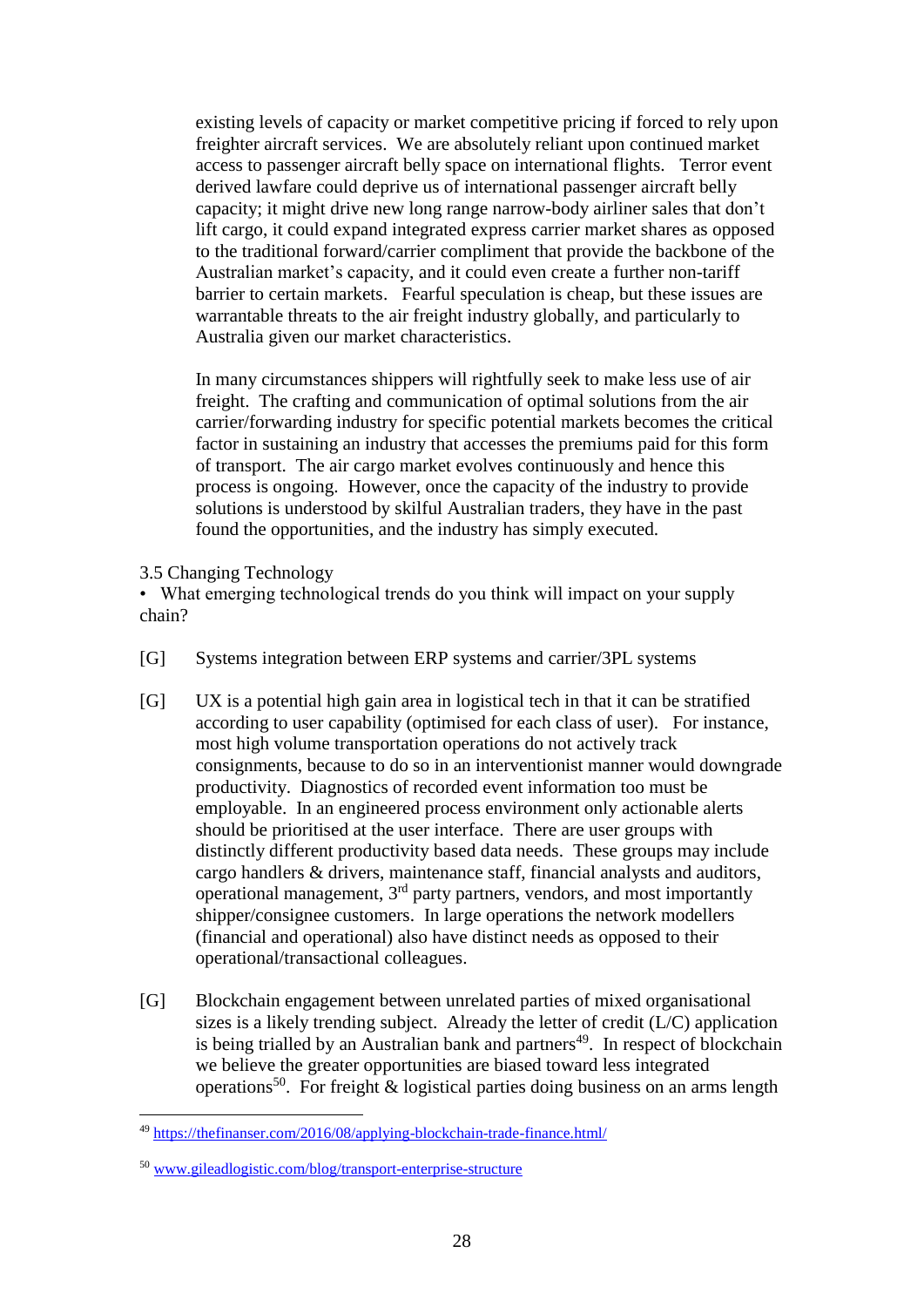existing levels of capacity or market competitive pricing if forced to rely upon freighter aircraft services. We are absolutely reliant upon continued market access to passenger aircraft belly space on international flights. Terror event derived lawfare could deprive us of international passenger aircraft belly capacity; it might drive new long range narrow-body airliner sales that don't lift cargo, it could expand integrated express carrier market shares as opposed to the traditional forward/carrier compliment that provide the backbone of the Australian market's capacity, and it could even create a further non-tariff barrier to certain markets. Fearful speculation is cheap, but these issues are warrantable threats to the air freight industry globally, and particularly to Australia given our market characteristics.

In many circumstances shippers will rightfully seek to make less use of air freight. The crafting and communication of optimal solutions from the air carrier/forwarding industry for specific potential markets becomes the critical factor in sustaining an industry that accesses the premiums paid for this form of transport. The air cargo market evolves continuously and hence this process is ongoing. However, once the capacity of the industry to provide solutions is understood by skilful Australian traders, they have in the past found the opportunities, and the industry has simply executed.

3.5 Changing Technology

• What emerging technological trends do you think will impact on your supply chain?

[G] Systems integration between ERP systems and carrier/3PL systems

[G] UX is a potential high gain area in logistical tech in that it can be stratified according to user capability (optimised for each class of user). For instance, most high volume transportation operations do not actively track consignments, because to do so in an interventionist manner would downgrade productivity. Diagnostics of recorded event information too must be employable. In an engineered process environment only actionable alerts should be prioritised at the user interface. There are user groups with distinctly different productivity based data needs. These groups may include cargo handlers & drivers, maintenance staff, financial analysts and auditors, operational management, 3rd party partners, vendors, and most importantly shipper/consignee customers. In large operations the network modellers (financial and operational) also have distinct needs as opposed to their operational/transactional colleagues.

[G] Blockchain engagement between unrelated parties of mixed organisational sizes is a likely trending subject. Already the letter of credit (L/C) application is being trialled by an Australian bank and partners[49]. In respect of blockchain we believe the greater opportunities are biased toward less integrated operations[50]. For freight & logistical parties doing business on an arms length

[49] https://thefinanser.com/2016/08/applying-blockchain-trade-finance.html/

[50] www.gileadlogistic.com/blog/transport-enterprise-structure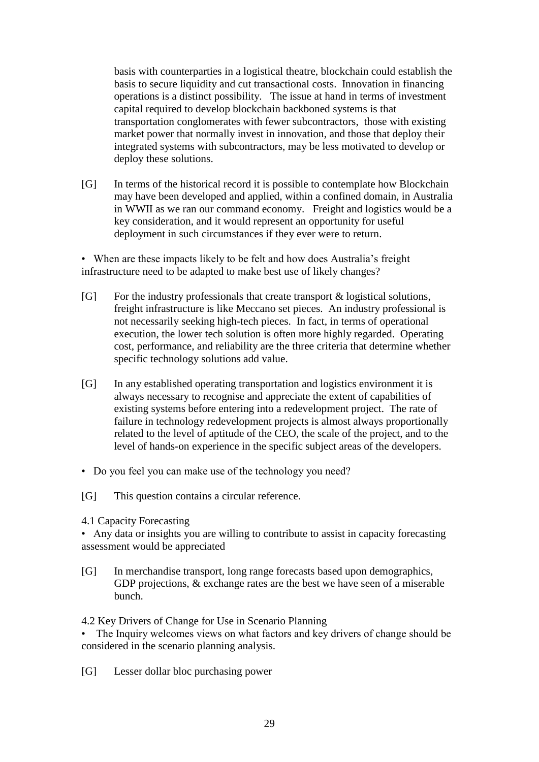basis with counterparties in a logistical theatre, blockchain could establish the basis to secure liquidity and cut transactional costs. Innovation in financing operations is a distinct possibility. The issue at hand in terms of investment capital required to develop blockchain backboned systems is that transportation conglomerates with fewer subcontractors, those with existing market power that normally invest in innovation, and those that deploy their integrated systems with subcontractors, may be less motivated to develop or deploy these solutions.

[G] In terms of the historical record it is possible to contemplate how Blockchain may have been developed and applied, within a confined domain, in Australia in WWII as we ran our command economy. Freight and logistics would be a key consideration, and it would represent an opportunity for useful deployment in such circumstances if they ever were to return.

• When are these impacts likely to be felt and how does Australia's freight infrastructure need to be adapted to make best use of likely changes?

[G] For the industry professionals that create transport & logistical solutions, freight infrastructure is like Meccano set pieces. An industry professional is not necessarily seeking high-tech pieces. In fact, in terms of operational execution, the lower tech solution is often more highly regarded. Operating cost, performance, and reliability are the three criteria that determine whether specific technology solutions add value.

[G] In any established operating transportation and logistics environment it is always necessary to recognise and appreciate the extent of capabilities of existing systems before entering into a redevelopment project. The rate of failure in technology redevelopment projects is almost always proportionally related to the level of aptitude of the CEO, the scale of the project, and to the level of hands-on experience in the specific subject areas of the developers.

• Do you feel you can make use of the technology you need?

[G] This question contains a circular reference.

4.1 Capacity Forecasting

• Any data or insights you are willing to contribute to assist in capacity forecasting assessment would be appreciated

[G] In merchandise transport, long range forecasts based upon demographics, GDP projections, & exchange rates are the best we have seen of a miserable bunch.

4.2 Key Drivers of Change for Use in Scenario Planning

• The Inquiry welcomes views on what factors and key drivers of change should be considered in the scenario planning analysis.

[G] Lesser dollar bloc purchasing power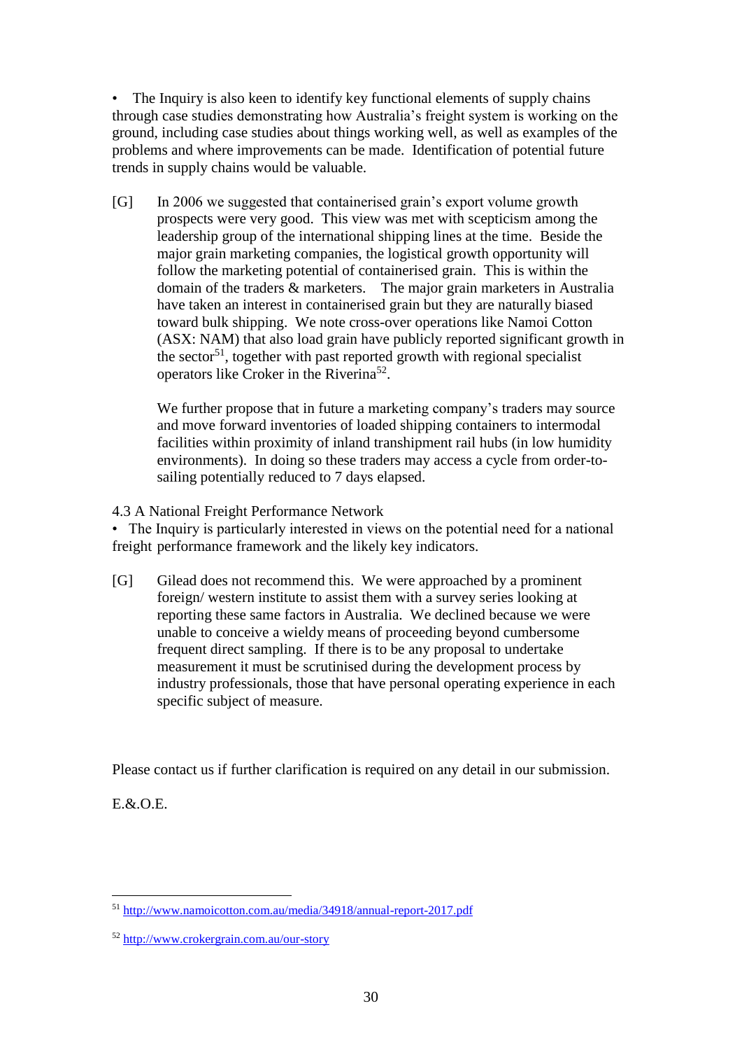- The Inquiry is also keen to identify key functional elements of supply chains through case studies demonstrating how Australia's freight system is working on the ground, including case studies about things working well, as well as examples of the problems and where improvements can be made. Identification of potential future trends in supply chains would be valuable.

[G] In 2006 we suggested that containerised grain's export volume growth prospects were very good. This view was met with scepticism among the leadership group of the international shipping lines at the time. Beside the major grain marketing companies, the logistical growth opportunity will follow the marketing potential of containerised grain. This is within the domain of the traders & marketers. The major grain marketers in Australia have taken an interest in containerised grain but they are naturally biased toward bulk shipping. We note cross-over operations like Namoi Cotton (ASX: NAM) that also load grain have publicly reported significant growth in the sector[51], together with past reported growth with regional specialist operators like Croker in the Riverina[52].

We further propose that in future a marketing company's traders may source and move forward inventories of loaded shipping containers to intermodal facilities within proximity of inland transhipment rail hubs (in low humidity environments). In doing so these traders may access a cycle from order-to-sailing potentially reduced to 7 days elapsed.

4.3 A National Freight Performance Network

- The Inquiry is particularly interested in views on the potential need for a national freight performance framework and the likely key indicators.

[G] Gilead does not recommend this. We were approached by a prominent foreign/ western institute to assist them with a survey series looking at reporting these same factors in Australia. We declined because we were unable to conceive a wieldy means of proceeding beyond cumbersome frequent direct sampling. If there is to be any proposal to undertake measurement it must be scrutinised during the development process by industry professionals, those that have personal operating experience in each specific subject of measure.

Please contact us if further clarification is required on any detail in our submission.

E.&.O.E.

---

[51] http://www.namoicotton.com.au/media/34918/annual-report-2017.pdf

[52] http://www.crokergrain.com.au/our-story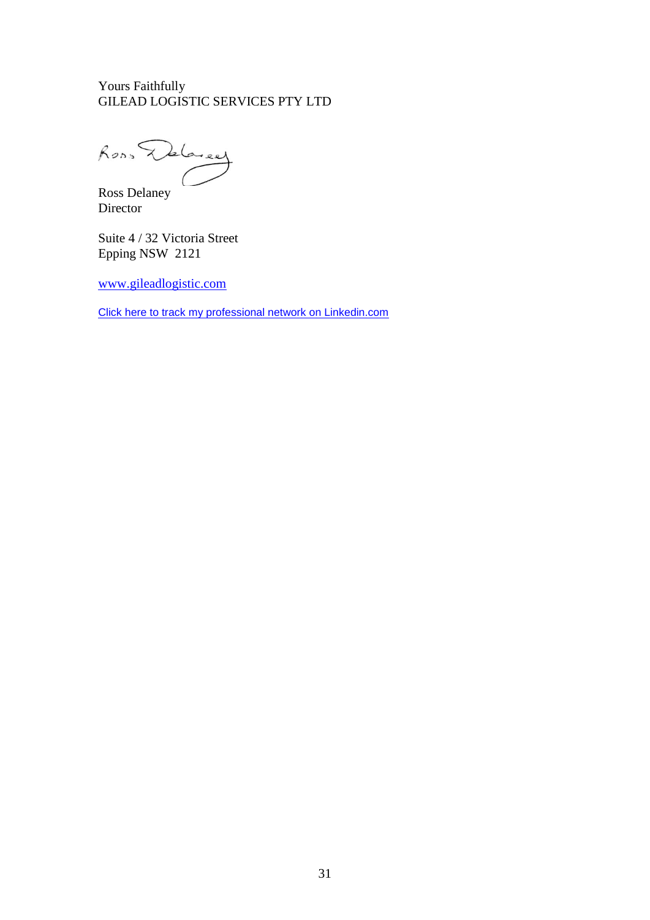Yours Faithfully
GILEAD LOGISTIC SERVICES PTY LTD

Ross Delaney
Director

Suite 4 / 32 Victoria Street
Epping NSW 2121

www.gileadlogistic.com

Click here to track my professional network on Linkedin.com